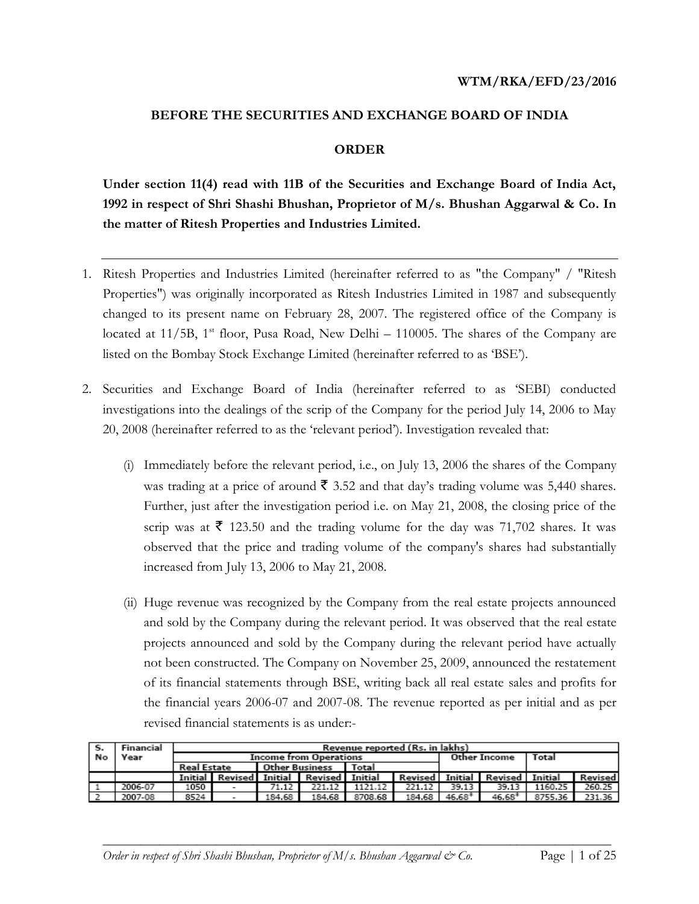**WTM/RKA/EFD/23/2016**

**BEFORE THE SECURITIES AND EXCHANGE BOARD OF INDIA**

**ORDER**

**Under section 11(4) read with 11B of the Securities and Exchange Board of India Act, 1992 in respect of Shri Shashi Bhushan, Proprietor of M/s. Bhushan Aggarwal & Co. In the matter of Ritesh Properties and Industries Limited.**

---

1. Ritesh Properties and Industries Limited (hereinafter referred to as "the Company" / "Ritesh Properties") was originally incorporated as Ritesh Industries Limited in 1987 and subsequently changed to its present name on February 28, 2007. The registered office of the Company is located at 11/5B, 1st floor, Pusa Road, New Delhi – 110005. The shares of the Company are listed on the Bombay Stock Exchange Limited (hereinafter referred to as 'BSE').

2. Securities and Exchange Board of India (hereinafter referred to as 'SEBI) conducted investigations into the dealings of the scrip of the Company for the period July 14, 2006 to May 20, 2008 (hereinafter referred to as the 'relevant period'). Investigation revealed that:

   (i) Immediately before the relevant period, i.e., on July 13, 2006 the shares of the Company was trading at a price of around ₹ 3.52 and that day's trading volume was 5,440 shares. Further, just after the investigation period i.e. on May 21, 2008, the closing price of the scrip was at ₹ 123.50 and the trading volume for the day was 71,702 shares. It was observed that the price and trading volume of the company's shares had substantially increased from July 13, 2006 to May 21, 2008.

   (ii) Huge revenue was recognized by the Company from the real estate projects announced and sold by the Company during the relevant period. It was observed that the real estate projects announced and sold by the Company during the relevant period have actually not been constructed. The Company on November 25, 2009, announced the restatement of its financial statements through BSE, writing back all real estate sales and profits for the financial years 2006-07 and 2007-08. The revenue reported as per initial and as per revised financial statements is as under:-

| S. No | Financial Year | Revenue reported (Rs. in lakhs) | | | | | | | | | |
|---|---|---|---|---|---|---|---|---|---|---|---|
| | | Income from Operations | | | | | | Other Income | | Total | |
| | | Real Estate | | Other Business | | Total | | | | | |
| | | Initial | Revised | Initial | Revised | Initial | Revised | Initial | Revised | Initial | Revised |
| 1 | 2006-07 | 1050 | - | 71.12 | 221.12 | 1121.12 | 221.12 | 39.13 | 39.13 | 1160.25 | 260.25 |
| 2 | 2007-08 | 8524 | - | 184.68 | 184.68 | 8708.68 | 184.68 | 46.68* | 46.68* | 8755.36 | 231.36 |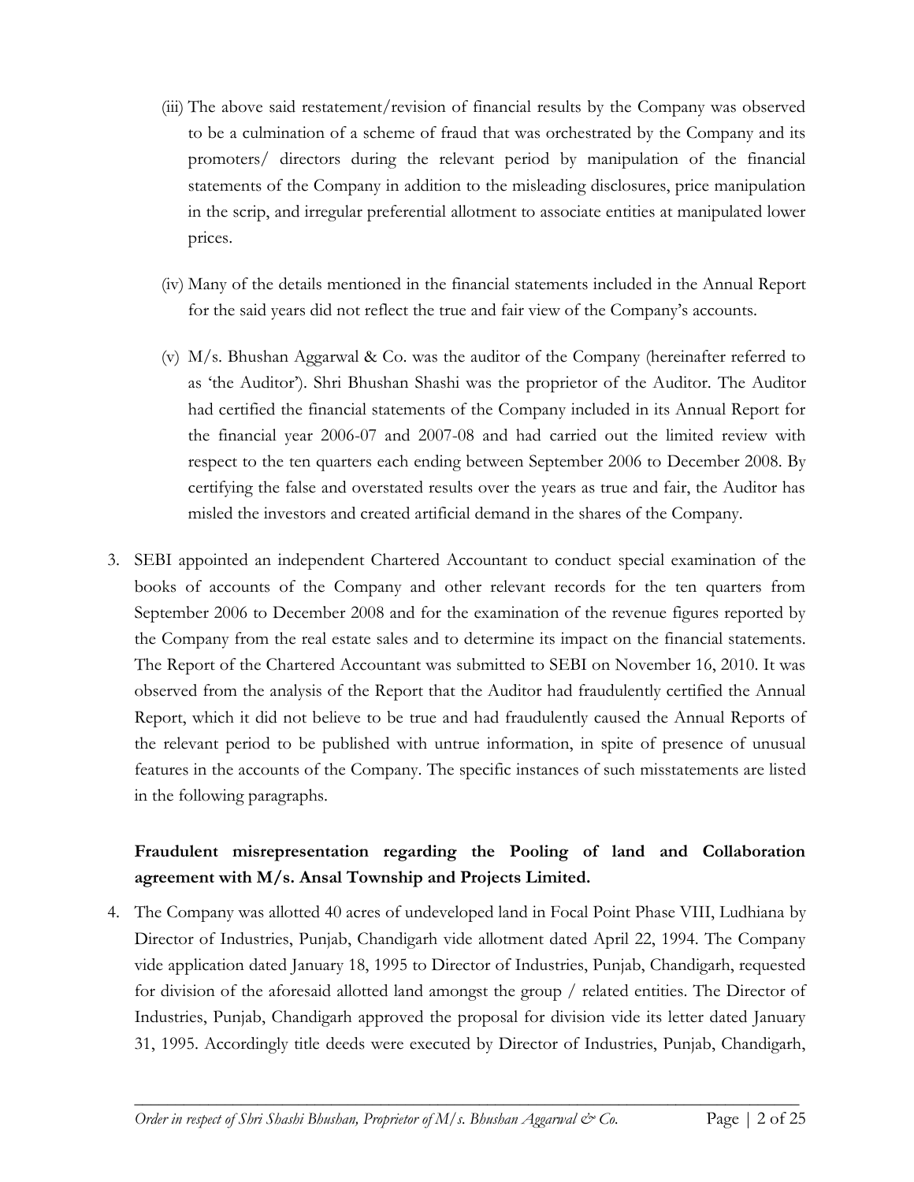(iii) The above said restatement/revision of financial results by the Company was observed to be a culmination of a scheme of fraud that was orchestrated by the Company and its promoters/ directors during the relevant period by manipulation of the financial statements of the Company in addition to the misleading disclosures, price manipulation in the scrip, and irregular preferential allotment to associate entities at manipulated lower prices.

(iv) Many of the details mentioned in the financial statements included in the Annual Report for the said years did not reflect the true and fair view of the Company's accounts.

(v) M/s. Bhushan Aggarwal & Co. was the auditor of the Company (hereinafter referred to as 'the Auditor'). Shri Bhushan Shashi was the proprietor of the Auditor. The Auditor had certified the financial statements of the Company included in its Annual Report for the financial year 2006-07 and 2007-08 and had carried out the limited review with respect to the ten quarters each ending between September 2006 to December 2008. By certifying the false and overstated results over the years as true and fair, the Auditor has misled the investors and created artificial demand in the shares of the Company.

3. SEBI appointed an independent Chartered Accountant to conduct special examination of the books of accounts of the Company and other relevant records for the ten quarters from September 2006 to December 2008 and for the examination of the revenue figures reported by the Company from the real estate sales and to determine its impact on the financial statements. The Report of the Chartered Accountant was submitted to SEBI on November 16, 2010. It was observed from the analysis of the Report that the Auditor had fraudulently certified the Annual Report, which it did not believe to be true and had fraudulently caused the Annual Reports of the relevant period to be published with untrue information, in spite of presence of unusual features in the accounts of the Company. The specific instances of such misstatements are listed in the following paragraphs.

**Fraudulent misrepresentation regarding the Pooling of land and Collaboration agreement with M/s. Ansal Township and Projects Limited.**

4. The Company was allotted 40 acres of undeveloped land in Focal Point Phase VIII, Ludhiana by Director of Industries, Punjab, Chandigarh vide allotment dated April 22, 1994. The Company vide application dated January 18, 1995 to Director of Industries, Punjab, Chandigarh, requested for division of the aforesaid allotted land amongst the group / related entities. The Director of Industries, Punjab, Chandigarh approved the proposal for division vide its letter dated January 31, 1995. Accordingly title deeds were executed by Director of Industries, Punjab, Chandigarh,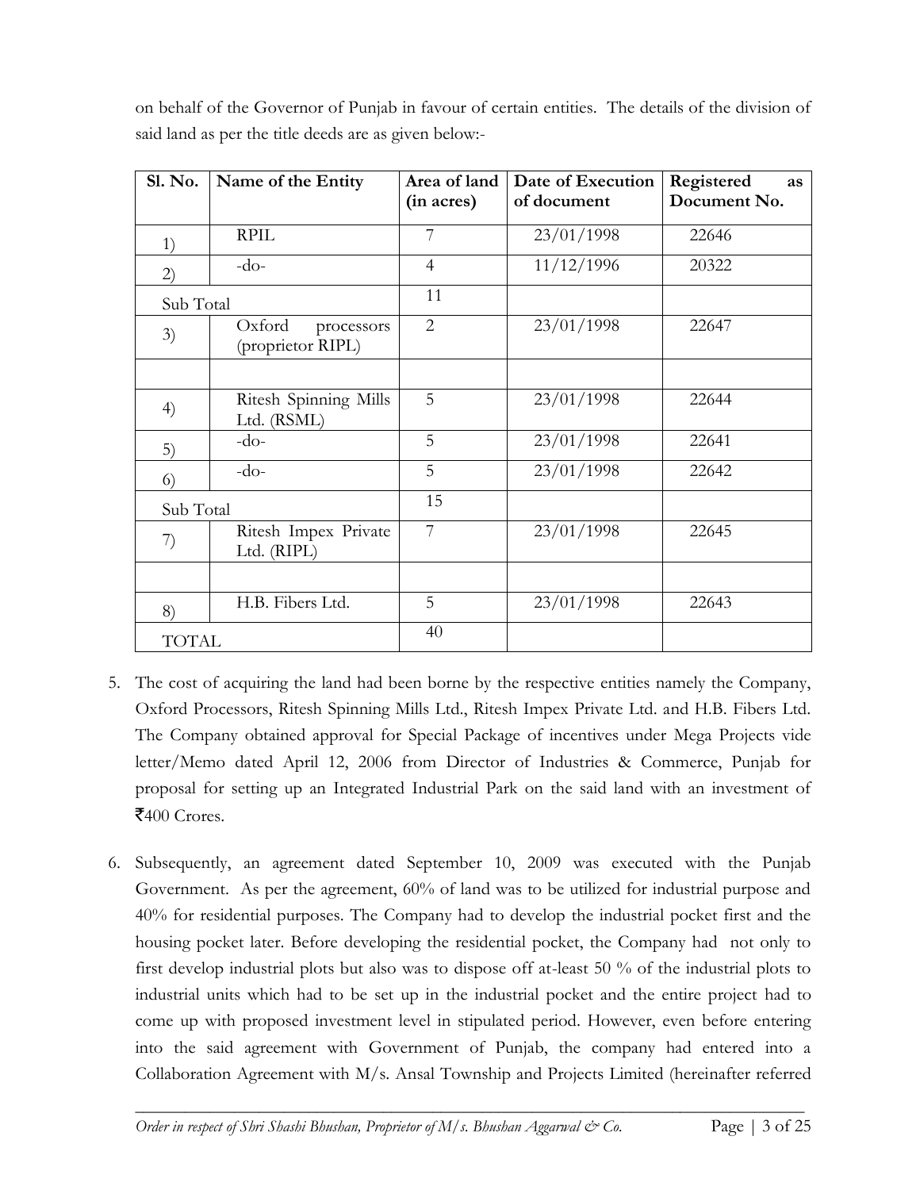on behalf of the Governor of Punjab in favour of certain entities. The details of the division of said land as per the title deeds are as given below:-

| Sl. No. | Name of the Entity | Area of land (in acres) | Date of Execution of document | Registered as Document No. |
|---|---|---|---|---|
| 1) | RPIL | 7 | 23/01/1998 | 22646 |
| 2) | -do- | 4 | 11/12/1996 | 20322 |
| Sub Total | | 11 | | |
| 3) | Oxford processors (proprietor RIPL) | 2 | 23/01/1998 | 22647 |
| | | | | |
| 4) | Ritesh Spinning Mills Ltd. (RSML) | 5 | 23/01/1998 | 22644 |
| 5) | -do- | 5 | 23/01/1998 | 22641 |
| 6) | -do- | 5 | 23/01/1998 | 22642 |
| Sub Total | | 15 | | |
| 7) | Ritesh Impex Private Ltd. (RIPL) | 7 | 23/01/1998 | 22645 |
| | | | | |
| 8) | H.B. Fibers Ltd. | 5 | 23/01/1998 | 22643 |
| TOTAL | | 40 | | |

5. The cost of acquiring the land had been borne by the respective entities namely the Company, Oxford Processors, Ritesh Spinning Mills Ltd., Ritesh Impex Private Ltd. and H.B. Fibers Ltd. The Company obtained approval for Special Package of incentives under Mega Projects vide letter/Memo dated April 12, 2006 from Director of Industries & Commerce, Punjab for proposal for setting up an Integrated Industrial Park on the said land with an investment of ₹400 Crores.

6. Subsequently, an agreement dated September 10, 2009 was executed with the Punjab Government. As per the agreement, 60% of land was to be utilized for industrial purpose and 40% for residential purposes. The Company had to develop the industrial pocket first and the housing pocket later. Before developing the residential pocket, the Company had not only to first develop industrial plots but also was to dispose off at-least 50 % of the industrial plots to industrial units which had to be set up in the industrial pocket and the entire project had to come up with proposed investment level in stipulated period. However, even before entering into the said agreement with Government of Punjab, the company had entered into a Collaboration Agreement with M/s. Ansal Township and Projects Limited (hereinafter referred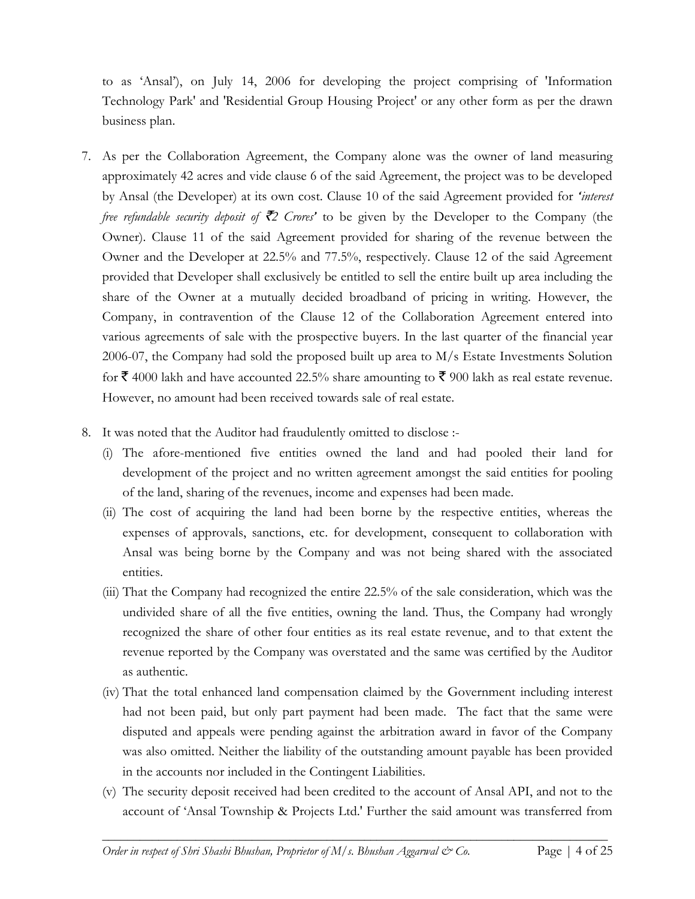to as 'Ansal'), on July 14, 2006 for developing the project comprising of 'Information Technology Park' and 'Residential Group Housing Project' or any other form as per the drawn business plan.

7. As per the Collaboration Agreement, the Company alone was the owner of land measuring approximately 42 acres and vide clause 6 of the said Agreement, the project was to be developed by Ansal (the Developer) at its own cost. Clause 10 of the said Agreement provided for *'interest free refundable security deposit of ₹2 Crores'* to be given by the Developer to the Company (the Owner). Clause 11 of the said Agreement provided for sharing of the revenue between the Owner and the Developer at 22.5% and 77.5%, respectively. Clause 12 of the said Agreement provided that Developer shall exclusively be entitled to sell the entire built up area including the share of the Owner at a mutually decided broadband of pricing in writing. However, the Company, in contravention of the Clause 12 of the Collaboration Agreement entered into various agreements of sale with the prospective buyers. In the last quarter of the financial year 2006-07, the Company had sold the proposed built up area to M/s Estate Investments Solution for ₹ 4000 lakh and have accounted 22.5% share amounting to ₹ 900 lakh as real estate revenue. However, no amount had been received towards sale of real estate.

8. It was noted that the Auditor had fraudulently omitted to disclose :-
   (i) The afore-mentioned five entities owned the land and had pooled their land for development of the project and no written agreement amongst the said entities for pooling of the land, sharing of the revenues, income and expenses had been made.
   (ii) The cost of acquiring the land had been borne by the respective entities, whereas the expenses of approvals, sanctions, etc. for development, consequent to collaboration with Ansal was being borne by the Company and was not being shared with the associated entities.
   (iii) That the Company had recognized the entire 22.5% of the sale consideration, which was the undivided share of all the five entities, owning the land. Thus, the Company had wrongly recognized the share of other four entities as its real estate revenue, and to that extent the revenue reported by the Company was overstated and the same was certified by the Auditor as authentic.
   (iv) That the total enhanced land compensation claimed by the Government including interest had not been paid, but only part payment had been made. The fact that the same were disputed and appeals were pending against the arbitration award in favor of the Company was also omitted. Neither the liability of the outstanding amount payable has been provided in the accounts nor included in the Contingent Liabilities.
   (v) The security deposit received had been credited to the account of Ansal API, and not to the account of 'Ansal Township & Projects Ltd.' Further the said amount was transferred from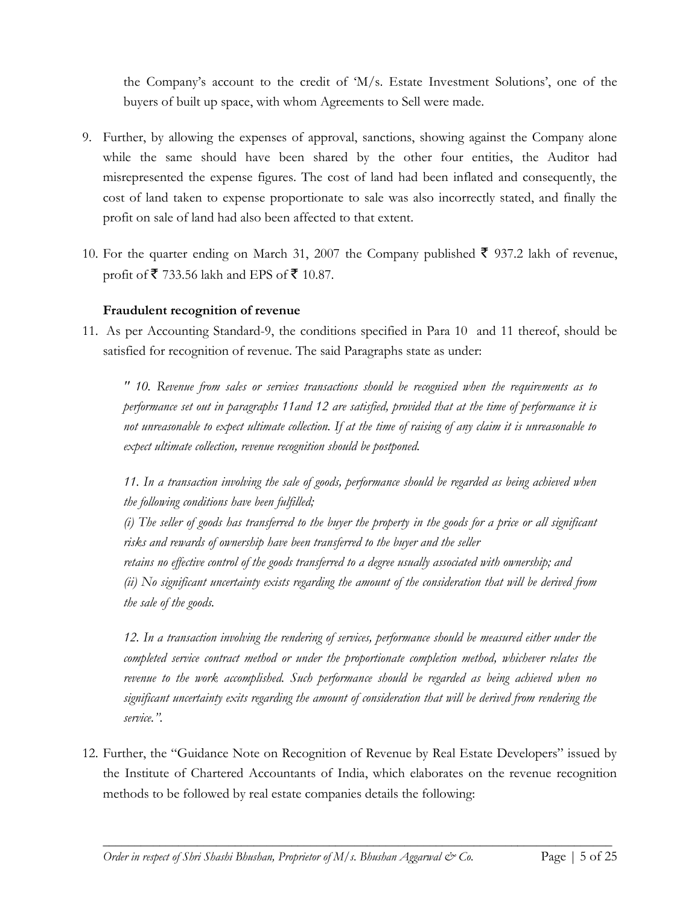the Company's account to the credit of 'M/s. Estate Investment Solutions', one of the buyers of built up space, with whom Agreements to Sell were made.

9. Further, by allowing the expenses of approval, sanctions, showing against the Company alone while the same should have been shared by the other four entities, the Auditor had misrepresented the expense figures. The cost of land had been inflated and consequently, the cost of land taken to expense proportionate to sale was also incorrectly stated, and finally the profit on sale of land had also been affected to that extent.

10. For the quarter ending on March 31, 2007 the Company published ₹ 937.2 lakh of revenue, profit of ₹ 733.56 lakh and EPS of ₹ 10.87.

**Fraudulent recognition of revenue**

11. As per Accounting Standard-9, the conditions specified in Para 10 and 11 thereof, should be satisfied for recognition of revenue. The said Paragraphs state as under:

*" 10. Revenue from sales or services transactions should be recognised when the requirements as to performance set out in paragraphs 11and 12 are satisfied, provided that at the time of performance it is not unreasonable to expect ultimate collection. If at the time of raising of any claim it is unreasonable to expect ultimate collection, revenue recognition should be postponed.*

*11. In a transaction involving the sale of goods, performance should be regarded as being achieved when the following conditions have been fulfilled;*
*(i) The seller of goods has transferred to the buyer the property in the goods for a price or all significant risks and rewards of ownership have been transferred to the buyer and the seller*
*retains no effective control of the goods transferred to a degree usually associated with ownership; and*
*(ii) No significant uncertainty exists regarding the amount of the consideration that will be derived from the sale of the goods.*

*12. In a transaction involving the rendering of services, performance should be measured either under the completed service contract method or under the proportionate completion method, whichever relates the revenue to the work accomplished. Such performance should be regarded as being achieved when no significant uncertainty exits regarding the amount of consideration that will be derived from rendering the service.".*

12. Further, the "Guidance Note on Recognition of Revenue by Real Estate Developers" issued by the Institute of Chartered Accountants of India, which elaborates on the revenue recognition methods to be followed by real estate companies details the following: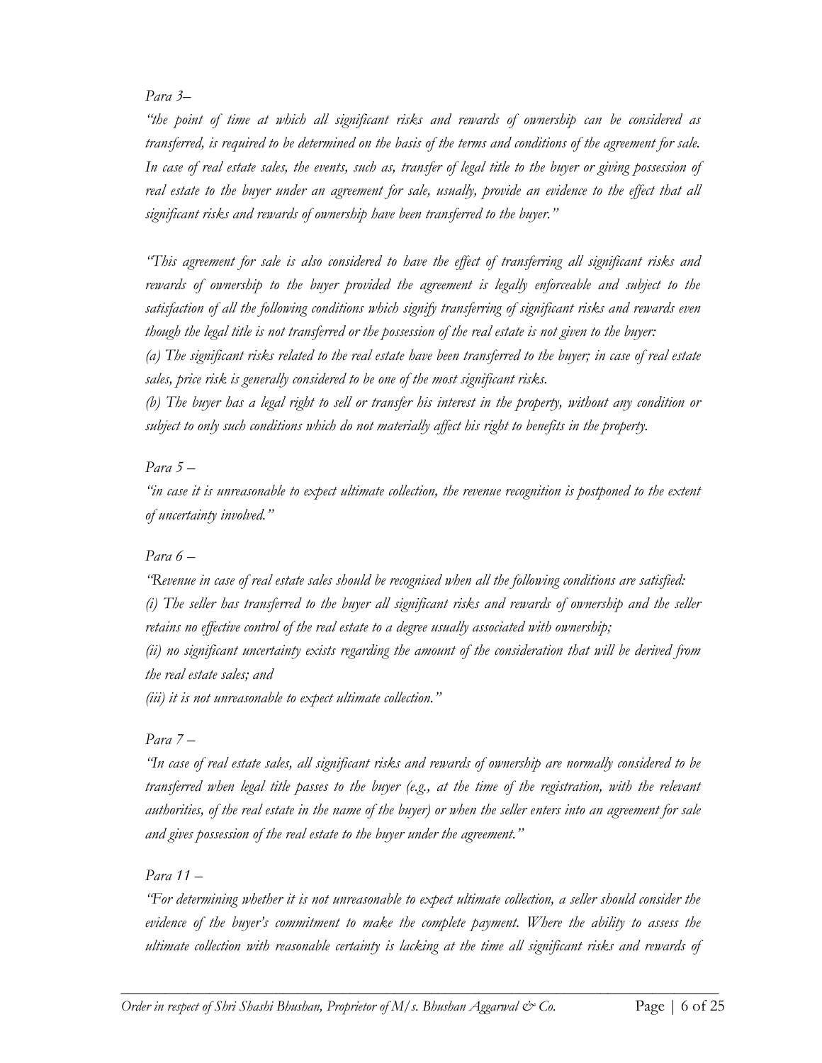*Para 3–*

*"the point of time at which all significant risks and rewards of ownership can be considered as transferred, is required to be determined on the basis of the terms and conditions of the agreement for sale. In case of real estate sales, the events, such as, transfer of legal title to the buyer or giving possession of real estate to the buyer under an agreement for sale, usually, provide an evidence to the effect that all significant risks and rewards of ownership have been transferred to the buyer."*

*"This agreement for sale is also considered to have the effect of transferring all significant risks and rewards of ownership to the buyer provided the agreement is legally enforceable and subject to the satisfaction of all the following conditions which signify transferring of significant risks and rewards even though the legal title is not transferred or the possession of the real estate is not given to the buyer:*

*(a) The significant risks related to the real estate have been transferred to the buyer; in case of real estate sales, price risk is generally considered to be one of the most significant risks.*

*(b) The buyer has a legal right to sell or transfer his interest in the property, without any condition or subject to only such conditions which do not materially affect his right to benefits in the property.*

*Para 5 –*

*"in case it is unreasonable to expect ultimate collection, the revenue recognition is postponed to the extent of uncertainty involved."*

*Para 6 –*

*"Revenue in case of real estate sales should be recognised when all the following conditions are satisfied:*

*(i) The seller has transferred to the buyer all significant risks and rewards of ownership and the seller retains no effective control of the real estate to a degree usually associated with ownership;*

*(ii) no significant uncertainty exists regarding the amount of the consideration that will be derived from the real estate sales; and*

*(iii) it is not unreasonable to expect ultimate collection."*

*Para 7 –*

*"In case of real estate sales, all significant risks and rewards of ownership are normally considered to be transferred when legal title passes to the buyer (e.g., at the time of the registration, with the relevant authorities, of the real estate in the name of the buyer) or when the seller enters into an agreement for sale and gives possession of the real estate to the buyer under the agreement."*

*Para 11 –*

*"For determining whether it is not unreasonable to expect ultimate collection, a seller should consider the evidence of the buyer's commitment to make the complete payment. Where the ability to assess the ultimate collection with reasonable certainty is lacking at the time all significant risks and rewards of*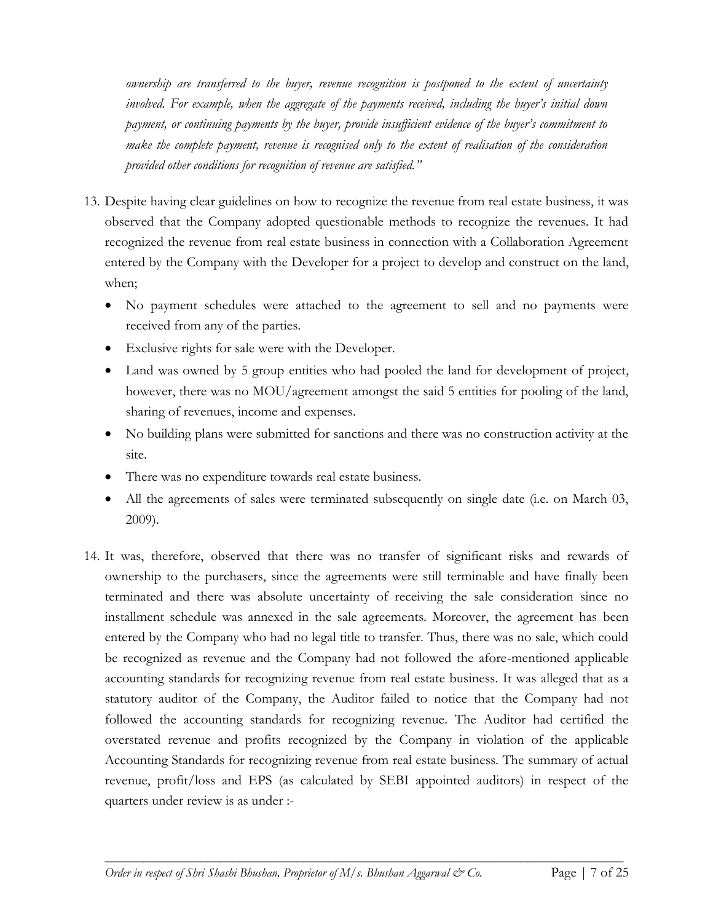*ownership are transferred to the buyer, revenue recognition is postponed to the extent of uncertainty involved. For example, when the aggregate of the payments received, including the buyer's initial down payment, or continuing payments by the buyer, provide insufficient evidence of the buyer's commitment to make the complete payment, revenue is recognised only to the extent of realisation of the consideration provided other conditions for recognition of revenue are satisfied."*

13. Despite having clear guidelines on how to recognize the revenue from real estate business, it was observed that the Company adopted questionable methods to recognize the revenues. It had recognized the revenue from real estate business in connection with a Collaboration Agreement entered by the Company with the Developer for a project to develop and construct on the land, when;
    - No payment schedules were attached to the agreement to sell and no payments were received from any of the parties.
    - Exclusive rights for sale were with the Developer.
    - Land was owned by 5 group entities who had pooled the land for development of project, however, there was no MOU/agreement amongst the said 5 entities for pooling of the land, sharing of revenues, income and expenses.
    - No building plans were submitted for sanctions and there was no construction activity at the site.
    - There was no expenditure towards real estate business.
    - All the agreements of sales were terminated subsequently on single date (i.e. on March 03, 2009).

14. It was, therefore, observed that there was no transfer of significant risks and rewards of ownership to the purchasers, since the agreements were still terminable and have finally been terminated and there was absolute uncertainty of receiving the sale consideration since no installment schedule was annexed in the sale agreements. Moreover, the agreement has been entered by the Company who had no legal title to transfer. Thus, there was no sale, which could be recognized as revenue and the Company had not followed the afore-mentioned applicable accounting standards for recognizing revenue from real estate business. It was alleged that as a statutory auditor of the Company, the Auditor failed to notice that the Company had not followed the accounting standards for recognizing revenue. The Auditor had certified the overstated revenue and profits recognized by the Company in violation of the applicable Accounting Standards for recognizing revenue from real estate business. The summary of actual revenue, profit/loss and EPS (as calculated by SEBI appointed auditors) in respect of the quarters under review is as under :-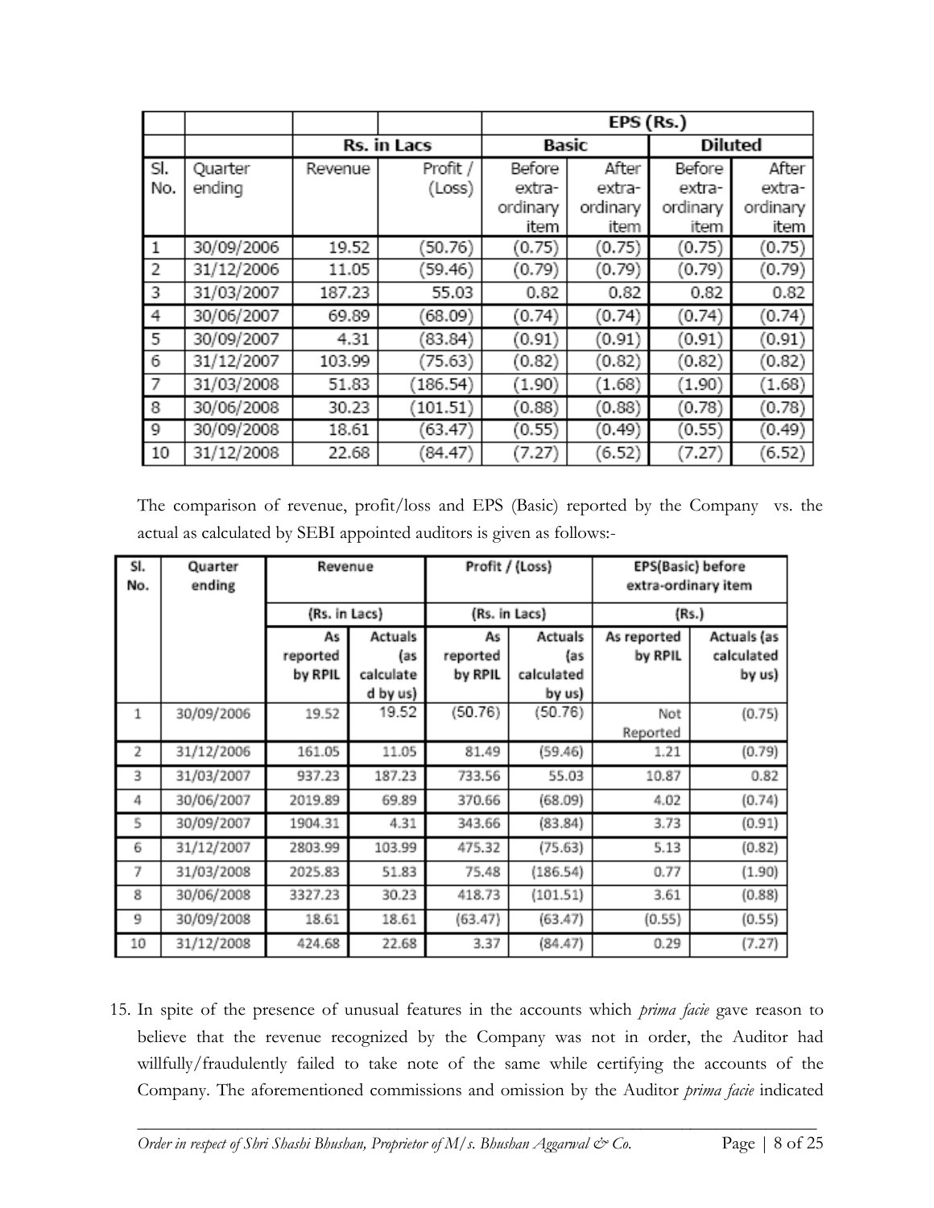| | | | | EPS (Rs.) | | | |
|---|---|---|---|---|---|---|---|
| | | Rs. in Lacs | | Basic | | Diluted | |
| Sl. No. | Quarter ending | Revenue | Profit / (Loss) | Before extra-ordinary item | After extra-ordinary item | Before extra-ordinary item | After extra-ordinary item |
| 1 | 30/09/2006 | 19.52 | (50.76) | (0.75) | (0.75) | (0.75) | (0.75) |
| 2 | 31/12/2006 | 11.05 | (59.46) | (0.79) | (0.79) | (0.79) | (0.79) |
| 3 | 31/03/2007 | 187.23 | 55.03 | 0.82 | 0.82 | 0.82 | 0.82 |
| 4 | 30/06/2007 | 69.89 | (68.09) | (0.74) | (0.74) | (0.74) | (0.74) |
| 5 | 30/09/2007 | 4.31 | (83.84) | (0.91) | (0.91) | (0.91) | (0.91) |
| 6 | 31/12/2007 | 103.99 | (75.63) | (0.82) | (0.82) | (0.82) | (0.82) |
| 7 | 31/03/2008 | 51.83 | (186.54) | (1.90) | (1.68) | (1.90) | (1.68) |
| 8 | 30/06/2008 | 30.23 | (101.51) | (0.88) | (0.88) | (0.78) | (0.78) |
| 9 | 30/09/2008 | 18.61 | (63.47) | (0.55) | (0.49) | (0.55) | (0.49) |
| 10 | 31/12/2008 | 22.68 | (84.47) | (7.27) | (6.52) | (7.27) | (6.52) |

The comparison of revenue, profit/loss and EPS (Basic) reported by the Company vs. the actual as calculated by SEBI appointed auditors is given as follows:-

| Sl. No. | Quarter ending | Revenue | | Profit / (Loss) | | EPS(Basic) before extra-ordinary item | |
|---|---|---|---|---|---|---|---|
| | | (Rs. in Lacs) | | (Rs. in Lacs) | | (Rs.) | |
| | | As reported by RPIL | Actuals (as calculated by us) | As reported by RPIL | Actuals (as calculated by us) | As reported by RPIL | Actuals (as calculated by us) |
| 1 | 30/09/2006 | 19.52 | 19.52 | (50.76) | (50.76) | Not Reported | (0.75) |
| 2 | 31/12/2006 | 161.05 | 11.05 | 81.49 | (59.46) | 1.21 | (0.79) |
| 3 | 31/03/2007 | 937.23 | 187.23 | 733.56 | 55.03 | 10.87 | 0.82 |
| 4 | 30/06/2007 | 2019.89 | 69.89 | 370.66 | (68.09) | 4.02 | (0.74) |
| 5 | 30/09/2007 | 1904.31 | 4.31 | 343.66 | (83.84) | 3.73 | (0.91) |
| 6 | 31/12/2007 | 2803.99 | 103.99 | 475.32 | (75.63) | 5.13 | (0.82) |
| 7 | 31/03/2008 | 2025.83 | 51.83 | 75.48 | (186.54) | 0.77 | (1.90) |
| 8 | 30/06/2008 | 3327.23 | 30.23 | 418.73 | (101.51) | 3.61 | (0.88) |
| 9 | 30/09/2008 | 18.61 | 18.61 | (63.47) | (63.47) | (0.55) | (0.55) |
| 10 | 31/12/2008 | 424.68 | 22.68 | 3.37 | (84.47) | 0.29 | (7.27) |

15. In spite of the presence of unusual features in the accounts which *prima facie* gave reason to believe that the revenue recognized by the Company was not in order, the Auditor had willfully/fraudulently failed to take note of the same while certifying the accounts of the Company. The aforementioned commissions and omission by the Auditor *prima facie* indicated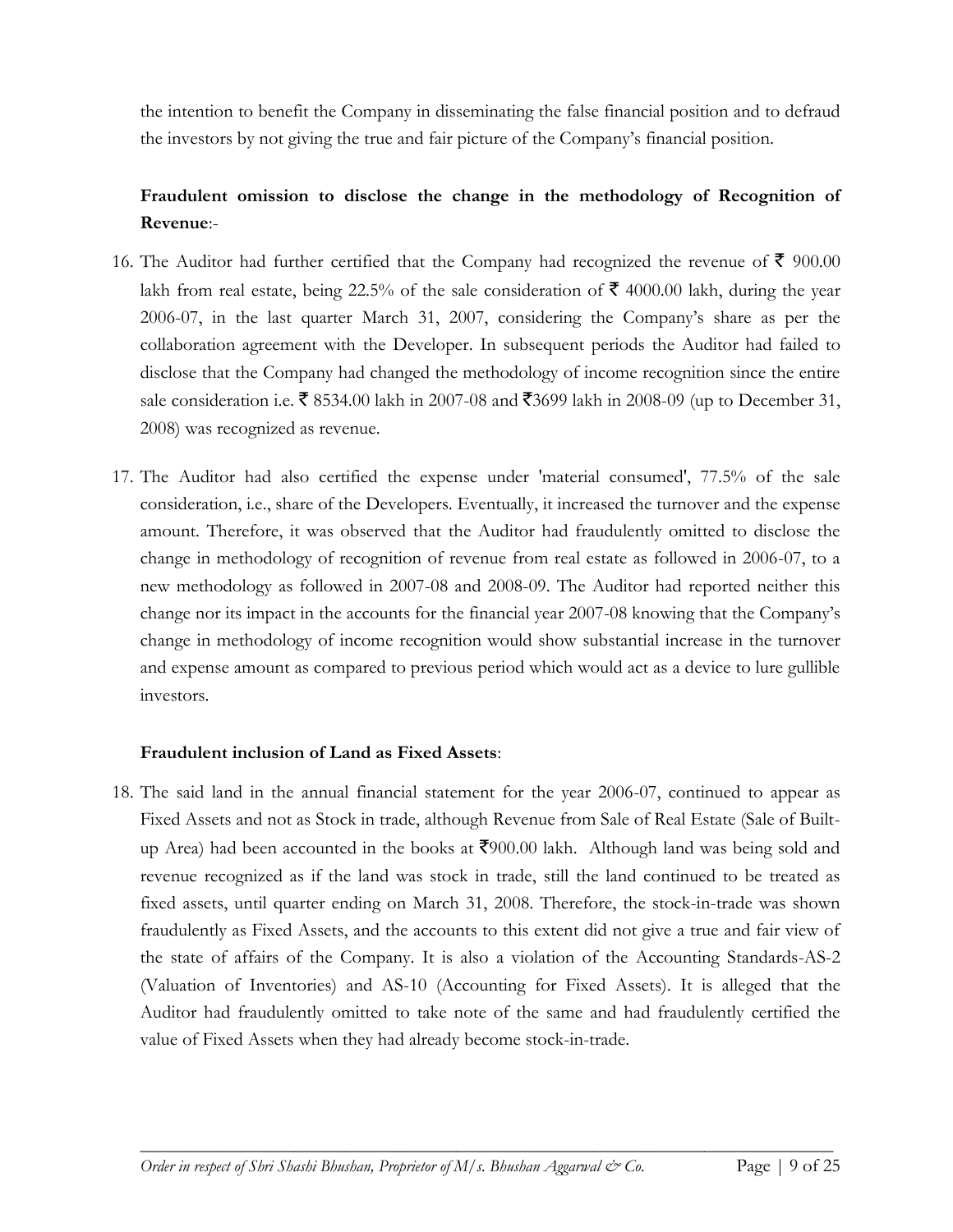the intention to benefit the Company in disseminating the false financial position and to defraud the investors by not giving the true and fair picture of the Company's financial position.

**Fraudulent omission to disclose the change in the methodology of Recognition of Revenue**:-

16. The Auditor had further certified that the Company had recognized the revenue of ₹ 900.00 lakh from real estate, being 22.5% of the sale consideration of ₹ 4000.00 lakh, during the year 2006-07, in the last quarter March 31, 2007, considering the Company's share as per the collaboration agreement with the Developer. In subsequent periods the Auditor had failed to disclose that the Company had changed the methodology of income recognition since the entire sale consideration i.e. ₹ 8534.00 lakh in 2007-08 and ₹3699 lakh in 2008-09 (up to December 31, 2008) was recognized as revenue.

17. The Auditor had also certified the expense under 'material consumed', 77.5% of the sale consideration, i.e., share of the Developers. Eventually, it increased the turnover and the expense amount. Therefore, it was observed that the Auditor had fraudulently omitted to disclose the change in methodology of recognition of revenue from real estate as followed in 2006-07, to a new methodology as followed in 2007-08 and 2008-09. The Auditor had reported neither this change nor its impact in the accounts for the financial year 2007-08 knowing that the Company's change in methodology of income recognition would show substantial increase in the turnover and expense amount as compared to previous period which would act as a device to lure gullible investors.

**Fraudulent inclusion of Land as Fixed Assets**:

18. The said land in the annual financial statement for the year 2006-07, continued to appear as Fixed Assets and not as Stock in trade, although Revenue from Sale of Real Estate (Sale of Built-up Area) had been accounted in the books at ₹900.00 lakh. Although land was being sold and revenue recognized as if the land was stock in trade, still the land continued to be treated as fixed assets, until quarter ending on March 31, 2008. Therefore, the stock-in-trade was shown fraudulently as Fixed Assets, and the accounts to this extent did not give a true and fair view of the state of affairs of the Company. It is also a violation of the Accounting Standards-AS-2 (Valuation of Inventories) and AS-10 (Accounting for Fixed Assets). It is alleged that the Auditor had fraudulently omitted to take note of the same and had fraudulently certified the value of Fixed Assets when they had already become stock-in-trade.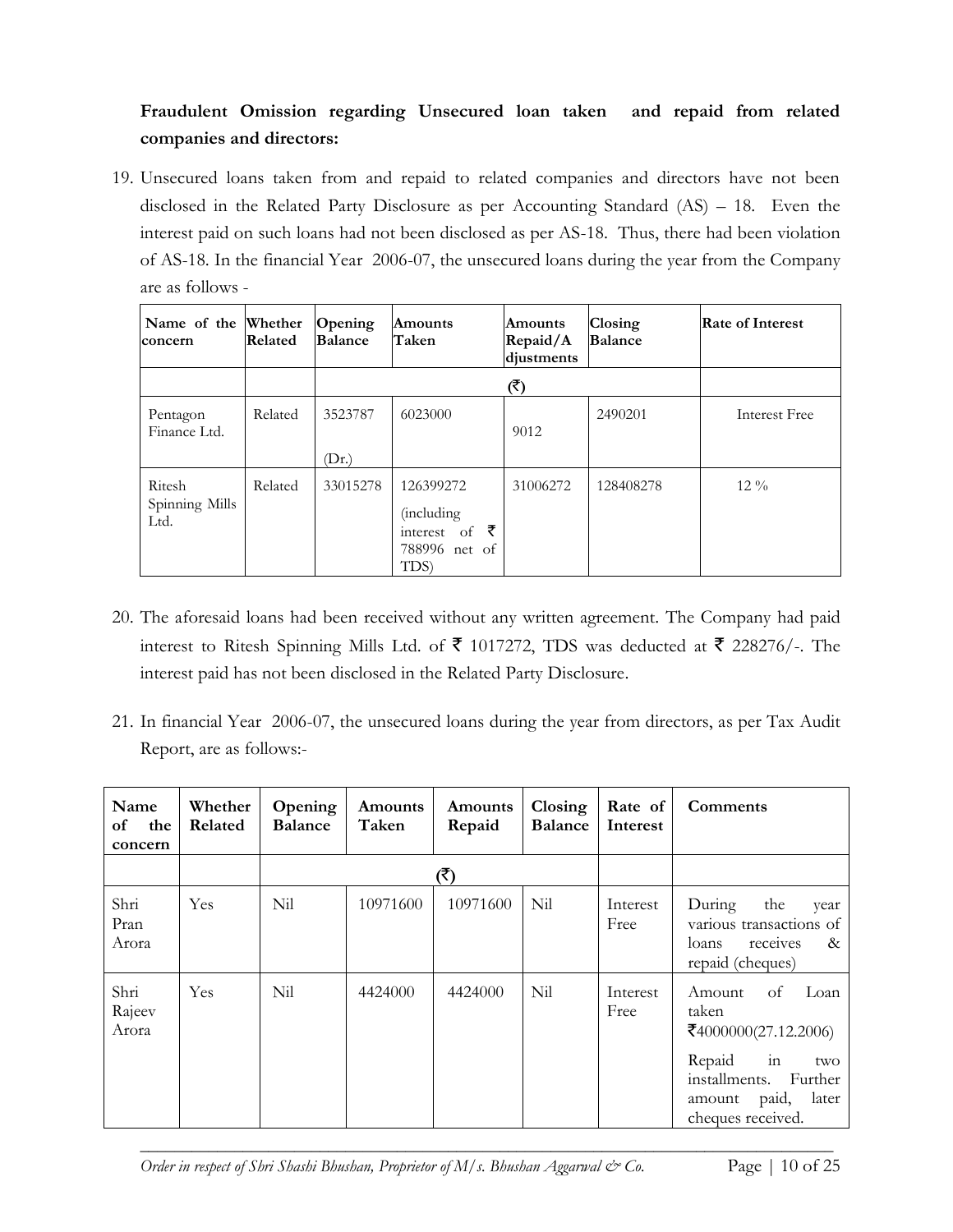**Fraudulent Omission regarding Unsecured loan taken and repaid from related companies and directors:**

19. Unsecured loans taken from and repaid to related companies and directors have not been disclosed in the Related Party Disclosure as per Accounting Standard (AS) – 18. Even the interest paid on such loans had not been disclosed as per AS-18. Thus, there had been violation of AS-18. In the financial Year 2006-07, the unsecured loans during the year from the Company are as follows -

| Name of the concern | Whether Related | Opening Balance | Amounts Taken | Amounts Repaid/Adjustments | Closing Balance | Rate of Interest |
|---|---|---|---|---|---|---|
| | | (₹) | | | | |
| Pentagon Finance Ltd. | Related | 3523787 (Dr.) | 6023000 | 9012 | 2490201 | Interest Free |
| Ritesh Spinning Mills Ltd. | Related | 33015278 | 126399272 (including interest of ₹ 788996 net of TDS) | 31006272 | 128408278 | 12 % |

20. The aforesaid loans had been received without any written agreement. The Company had paid interest to Ritesh Spinning Mills Ltd. of ₹ 1017272, TDS was deducted at ₹ 228276/-. The interest paid has not been disclosed in the Related Party Disclosure.

21. In financial Year 2006-07, the unsecured loans during the year from directors, as per Tax Audit Report, are as follows:-

| Name of the concern | Whether Related | Opening Balance | Amounts Taken | Amounts Repaid | Closing Balance | Rate of Interest | Comments |
|---|---|---|---|---|---|---|---|
| | | (₹) | | | | | |
| Shri Pran Arora | Yes | Nil | 10971600 | 10971600 | Nil | Interest Free | During the year various transactions of loans receives & repaid (cheques) |
| Shri Rajeev Arora | Yes | Nil | 4424000 | 4424000 | Nil | Interest Free | Amount of Loan taken ₹4000000(27.12.2006) Repaid in two installments. Further amount paid, later cheques received. |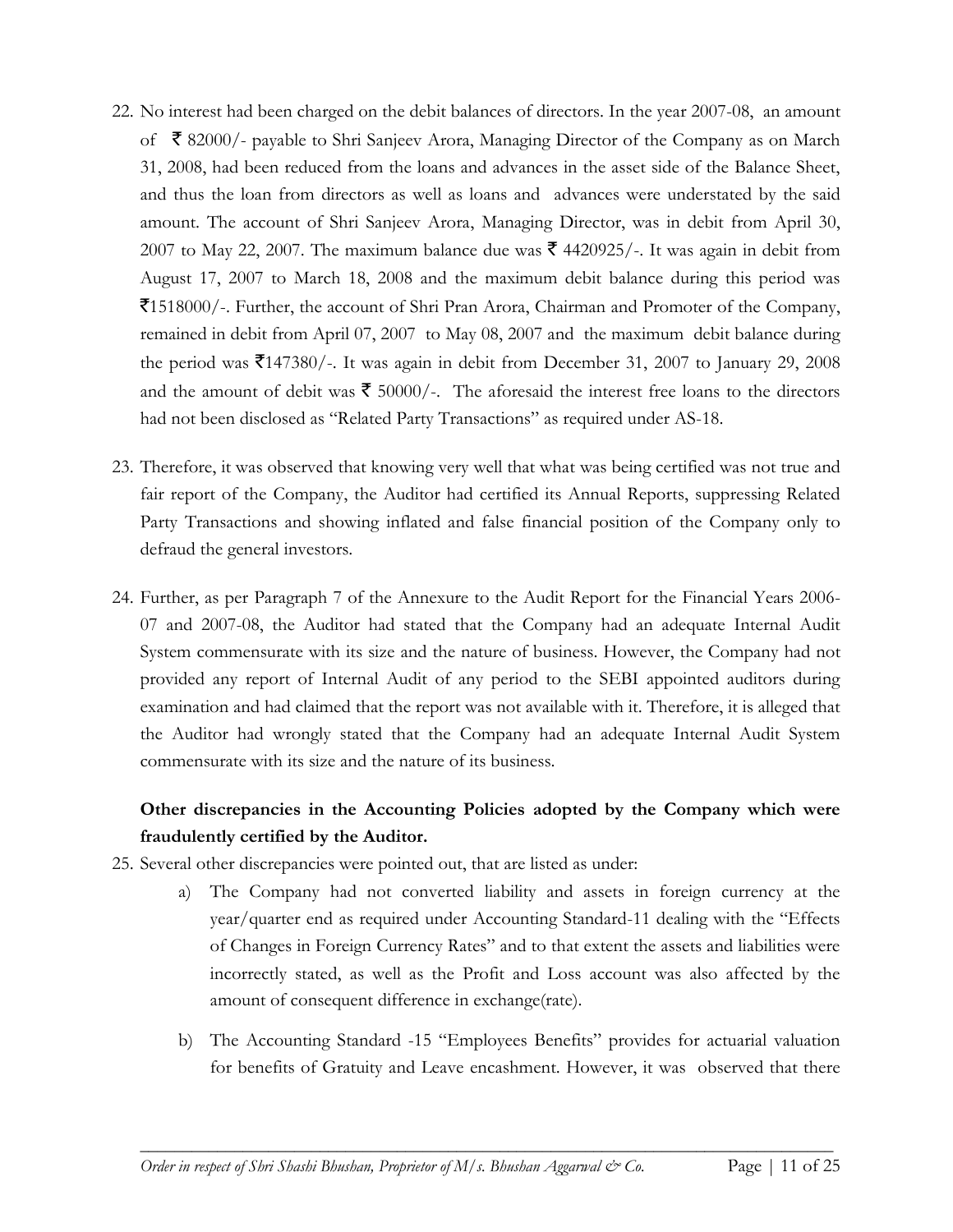22. No interest had been charged on the debit balances of directors. In the year 2007-08, an amount of ₹ 82000/- payable to Shri Sanjeev Arora, Managing Director of the Company as on March 31, 2008, had been reduced from the loans and advances in the asset side of the Balance Sheet, and thus the loan from directors as well as loans and advances were understated by the said amount. The account of Shri Sanjeev Arora, Managing Director, was in debit from April 30, 2007 to May 22, 2007. The maximum balance due was ₹ 4420925/-. It was again in debit from August 17, 2007 to March 18, 2008 and the maximum debit balance during this period was ₹1518000/-. Further, the account of Shri Pran Arora, Chairman and Promoter of the Company, remained in debit from April 07, 2007 to May 08, 2007 and the maximum debit balance during the period was ₹147380/-. It was again in debit from December 31, 2007 to January 29, 2008 and the amount of debit was ₹ 50000/-. The aforesaid the interest free loans to the directors had not been disclosed as "Related Party Transactions" as required under AS-18.

23. Therefore, it was observed that knowing very well that what was being certified was not true and fair report of the Company, the Auditor had certified its Annual Reports, suppressing Related Party Transactions and showing inflated and false financial position of the Company only to defraud the general investors.

24. Further, as per Paragraph 7 of the Annexure to the Audit Report for the Financial Years 2006-07 and 2007-08, the Auditor had stated that the Company had an adequate Internal Audit System commensurate with its size and the nature of business. However, the Company had not provided any report of Internal Audit of any period to the SEBI appointed auditors during examination and had claimed that the report was not available with it. Therefore, it is alleged that the Auditor had wrongly stated that the Company had an adequate Internal Audit System commensurate with its size and the nature of its business.

**Other discrepancies in the Accounting Policies adopted by the Company which were fraudulently certified by the Auditor.**

25. Several other discrepancies were pointed out, that are listed as under:
    a) The Company had not converted liability and assets in foreign currency at the year/quarter end as required under Accounting Standard-11 dealing with the "Effects of Changes in Foreign Currency Rates" and to that extent the assets and liabilities were incorrectly stated, as well as the Profit and Loss account was also affected by the amount of consequent difference in exchange(rate).
    b) The Accounting Standard -15 "Employees Benefits" provides for actuarial valuation for benefits of Gratuity and Leave encashment. However, it was observed that there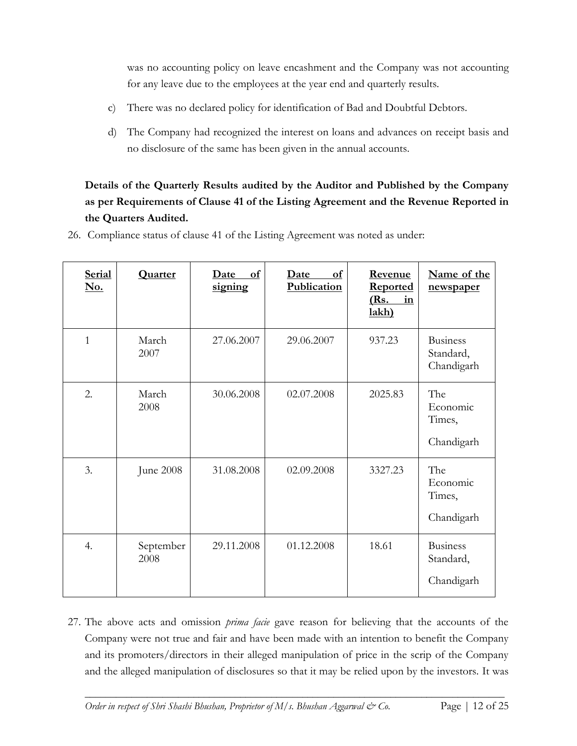was no accounting policy on leave encashment and the Company was not accounting for any leave due to the employees at the year end and quarterly results.

c) There was no declared policy for identification of Bad and Doubtful Debtors.

d) The Company had recognized the interest on loans and advances on receipt basis and no disclosure of the same has been given in the annual accounts.

**Details of the Quarterly Results audited by the Auditor and Published by the Company as per Requirements of Clause 41 of the Listing Agreement and the Revenue Reported in the Quarters Audited.**

26. Compliance status of clause 41 of the Listing Agreement was noted as under:

| Serial No. | Quarter | Date of signing | Date of Publication | Revenue Reported (Rs. in lakh) | Name of the newspaper |
|---|---|---|---|---|---|
| 1 | March 2007 | 27.06.2007 | 29.06.2007 | 937.23 | Business Standard, Chandigarh |
| 2. | March 2008 | 30.06.2008 | 02.07.2008 | 2025.83 | The Economic Times, Chandigarh |
| 3. | June 2008 | 31.08.2008 | 02.09.2008 | 3327.23 | The Economic Times, Chandigarh |
| 4. | September 2008 | 29.11.2008 | 01.12.2008 | 18.61 | Business Standard, Chandigarh |

27. The above acts and omission *prima facie* gave reason for believing that the accounts of the Company were not true and fair and have been made with an intention to benefit the Company and its promoters/directors in their alleged manipulation of price in the scrip of the Company and the alleged manipulation of disclosures so that it may be relied upon by the investors. It was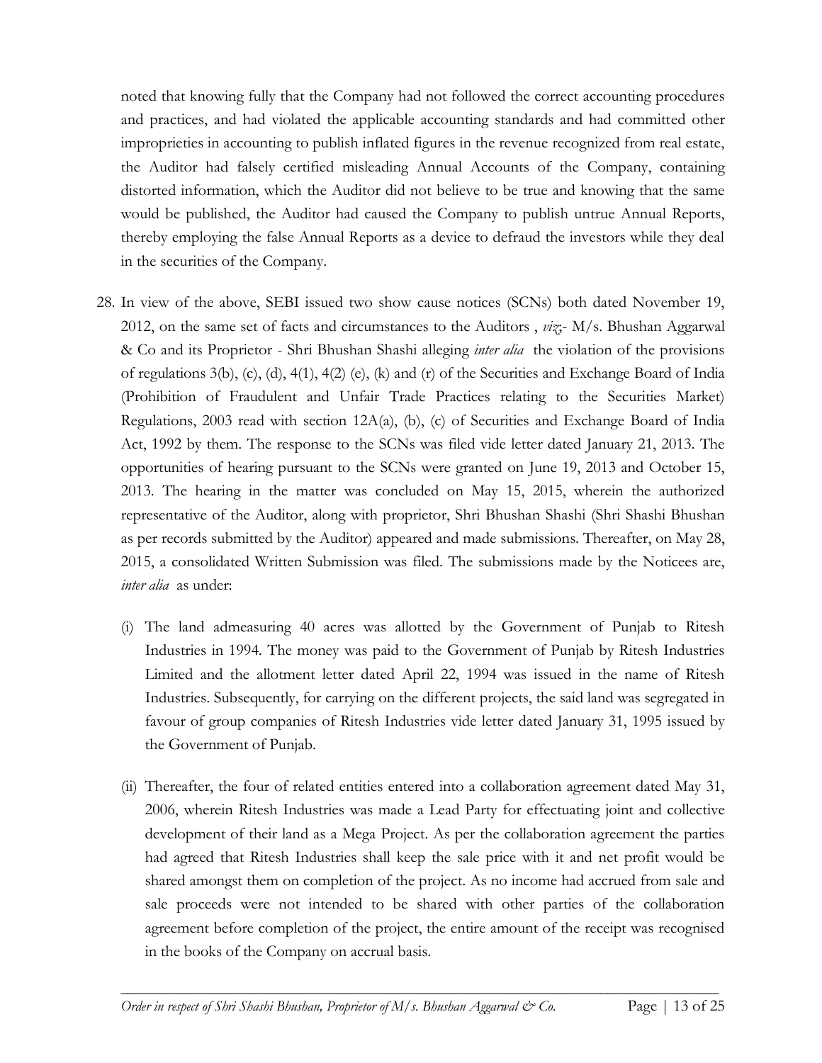noted that knowing fully that the Company had not followed the correct accounting procedures and practices, and had violated the applicable accounting standards and had committed other improprieties in accounting to publish inflated figures in the revenue recognized from real estate, the Auditor had falsely certified misleading Annual Accounts of the Company, containing distorted information, which the Auditor did not believe to be true and knowing that the same would be published, the Auditor had caused the Company to publish untrue Annual Reports, thereby employing the false Annual Reports as a device to defraud the investors while they deal in the securities of the Company.

28. In view of the above, SEBI issued two show cause notices (SCNs) both dated November 19, 2012, on the same set of facts and circumstances to the Auditors , *viz*.- M/s. Bhushan Aggarwal & Co and its Proprietor - Shri Bhushan Shashi alleging *inter alia* the violation of the provisions of regulations 3(b), (c), (d), 4(1), 4(2) (e), (k) and (r) of the Securities and Exchange Board of India (Prohibition of Fraudulent and Unfair Trade Practices relating to the Securities Market) Regulations, 2003 read with section 12A(a), (b), (c) of Securities and Exchange Board of India Act, 1992 by them. The response to the SCNs was filed vide letter dated January 21, 2013. The opportunities of hearing pursuant to the SCNs were granted on June 19, 2013 and October 15, 2013. The hearing in the matter was concluded on May 15, 2015, wherein the authorized representative of the Auditor, along with proprietor, Shri Bhushan Shashi (Shri Shashi Bhushan as per records submitted by the Auditor) appeared and made submissions. Thereafter, on May 28, 2015, a consolidated Written Submission was filed. The submissions made by the Noticees are, *inter alia* as under:

    (i) The land admeasuring 40 acres was allotted by the Government of Punjab to Ritesh Industries in 1994. The money was paid to the Government of Punjab by Ritesh Industries Limited and the allotment letter dated April 22, 1994 was issued in the name of Ritesh Industries. Subsequently, for carrying on the different projects, the said land was segregated in favour of group companies of Ritesh Industries vide letter dated January 31, 1995 issued by the Government of Punjab.

    (ii) Thereafter, the four of related entities entered into a collaboration agreement dated May 31, 2006, wherein Ritesh Industries was made a Lead Party for effectuating joint and collective development of their land as a Mega Project. As per the collaboration agreement the parties had agreed that Ritesh Industries shall keep the sale price with it and net profit would be shared amongst them on completion of the project. As no income had accrued from sale and sale proceeds were not intended to be shared with other parties of the collaboration agreement before completion of the project, the entire amount of the receipt was recognised in the books of the Company on accrual basis.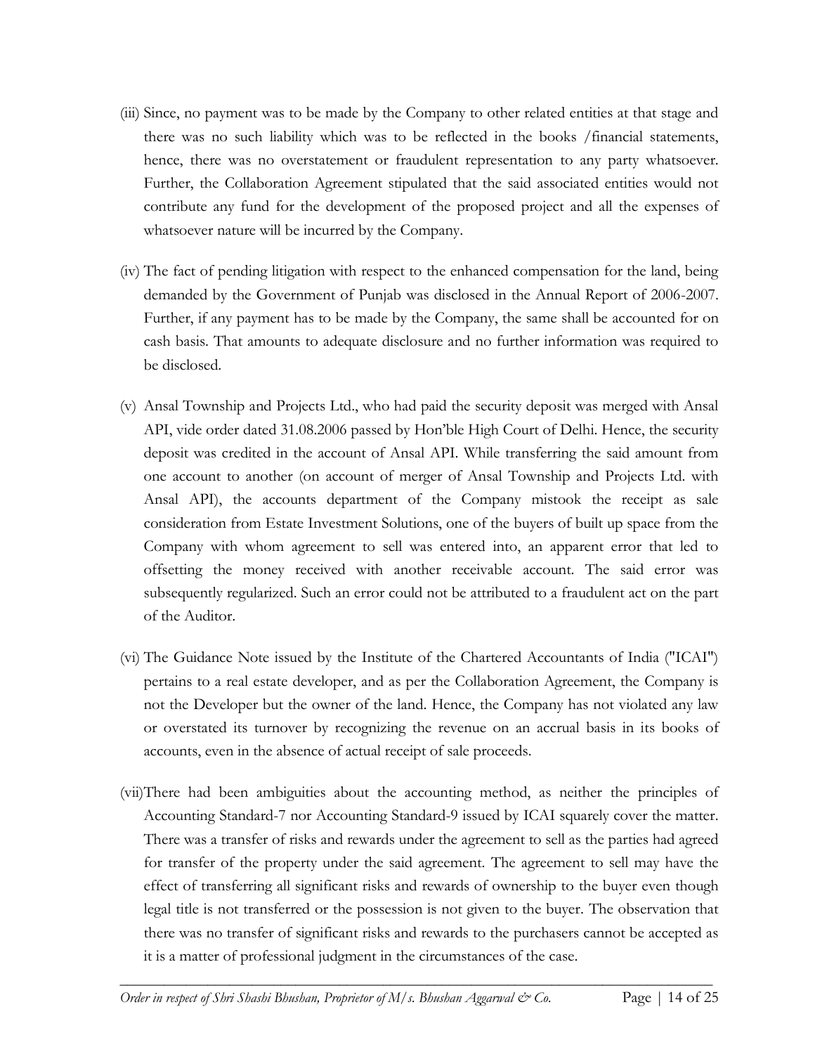(iii) Since, no payment was to be made by the Company to other related entities at that stage and there was no such liability which was to be reflected in the books /financial statements, hence, there was no overstatement or fraudulent representation to any party whatsoever. Further, the Collaboration Agreement stipulated that the said associated entities would not contribute any fund for the development of the proposed project and all the expenses of whatsoever nature will be incurred by the Company.

(iv) The fact of pending litigation with respect to the enhanced compensation for the land, being demanded by the Government of Punjab was disclosed in the Annual Report of 2006-2007. Further, if any payment has to be made by the Company, the same shall be accounted for on cash basis. That amounts to adequate disclosure and no further information was required to be disclosed.

(v) Ansal Township and Projects Ltd., who had paid the security deposit was merged with Ansal API, vide order dated 31.08.2006 passed by Hon'ble High Court of Delhi. Hence, the security deposit was credited in the account of Ansal API. While transferring the said amount from one account to another (on account of merger of Ansal Township and Projects Ltd. with Ansal API), the accounts department of the Company mistook the receipt as sale consideration from Estate Investment Solutions, one of the buyers of built up space from the Company with whom agreement to sell was entered into, an apparent error that led to offsetting the money received with another receivable account. The said error was subsequently regularized. Such an error could not be attributed to a fraudulent act on the part of the Auditor.

(vi) The Guidance Note issued by the Institute of the Chartered Accountants of India ("ICAI") pertains to a real estate developer, and as per the Collaboration Agreement, the Company is not the Developer but the owner of the land. Hence, the Company has not violated any law or overstated its turnover by recognizing the revenue on an accrual basis in its books of accounts, even in the absence of actual receipt of sale proceeds.

(vii) There had been ambiguities about the accounting method, as neither the principles of Accounting Standard-7 nor Accounting Standard-9 issued by ICAI squarely cover the matter. There was a transfer of risks and rewards under the agreement to sell as the parties had agreed for transfer of the property under the said agreement. The agreement to sell may have the effect of transferring all significant risks and rewards of ownership to the buyer even though legal title is not transferred or the possession is not given to the buyer. The observation that there was no transfer of significant risks and rewards to the purchasers cannot be accepted as it is a matter of professional judgment in the circumstances of the case.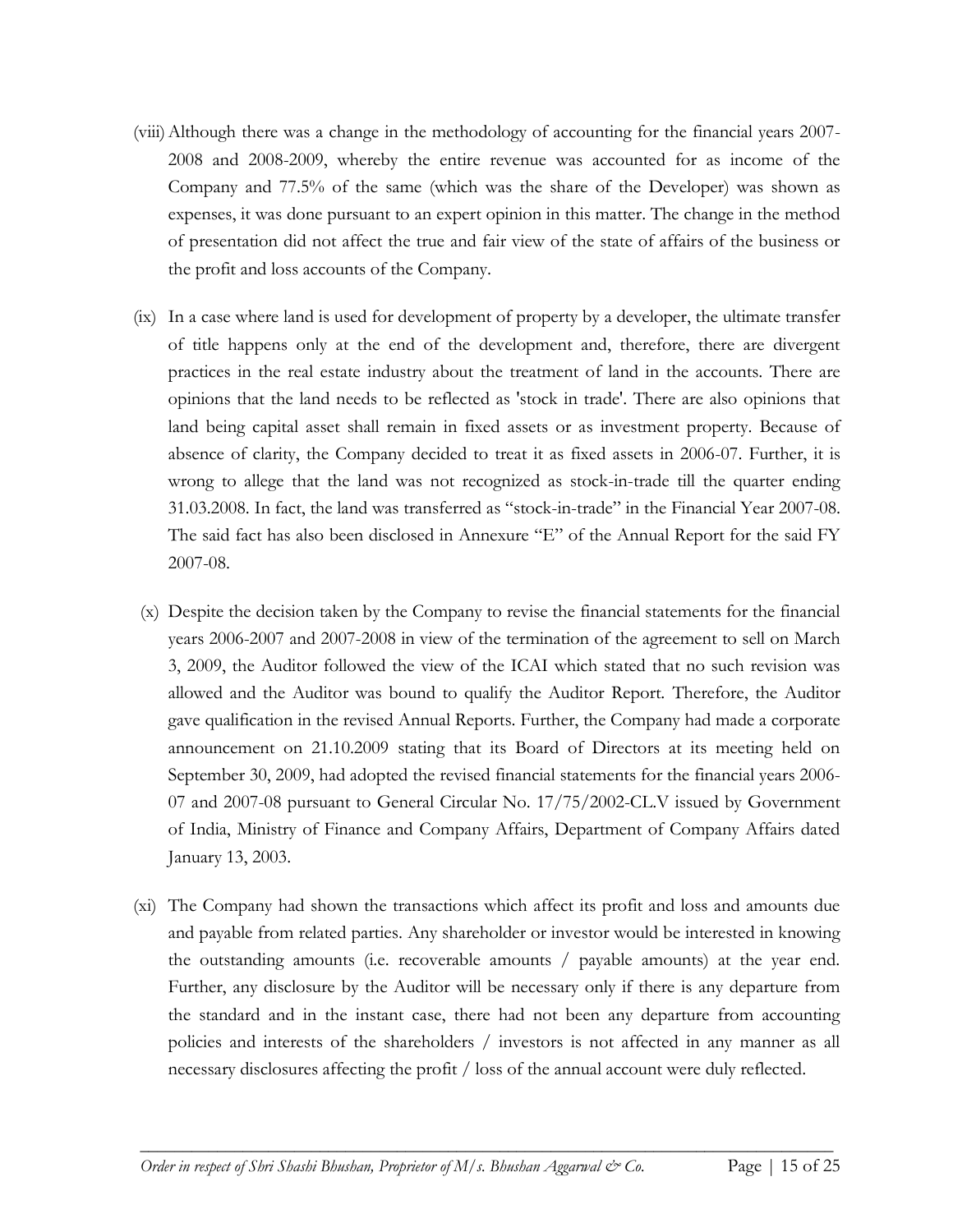(viii) Although there was a change in the methodology of accounting for the financial years 2007-2008 and 2008-2009, whereby the entire revenue was accounted for as income of the Company and 77.5% of the same (which was the share of the Developer) was shown as expenses, it was done pursuant to an expert opinion in this matter. The change in the method of presentation did not affect the true and fair view of the state of affairs of the business or the profit and loss accounts of the Company.

(ix) In a case where land is used for development of property by a developer, the ultimate transfer of title happens only at the end of the development and, therefore, there are divergent practices in the real estate industry about the treatment of land in the accounts. There are opinions that the land needs to be reflected as 'stock in trade'. There are also opinions that land being capital asset shall remain in fixed assets or as investment property. Because of absence of clarity, the Company decided to treat it as fixed assets in 2006-07. Further, it is wrong to allege that the land was not recognized as stock-in-trade till the quarter ending 31.03.2008. In fact, the land was transferred as "stock-in-trade" in the Financial Year 2007-08. The said fact has also been disclosed in Annexure "E" of the Annual Report for the said FY 2007-08.

(x) Despite the decision taken by the Company to revise the financial statements for the financial years 2006-2007 and 2007-2008 in view of the termination of the agreement to sell on March 3, 2009, the Auditor followed the view of the ICAI which stated that no such revision was allowed and the Auditor was bound to qualify the Auditor Report. Therefore, the Auditor gave qualification in the revised Annual Reports. Further, the Company had made a corporate announcement on 21.10.2009 stating that its Board of Directors at its meeting held on September 30, 2009, had adopted the revised financial statements for the financial years 2006-07 and 2007-08 pursuant to General Circular No. 17/75/2002-CL.V issued by Government of India, Ministry of Finance and Company Affairs, Department of Company Affairs dated January 13, 2003.

(xi) The Company had shown the transactions which affect its profit and loss and amounts due and payable from related parties. Any shareholder or investor would be interested in knowing the outstanding amounts (i.e. recoverable amounts / payable amounts) at the year end. Further, any disclosure by the Auditor will be necessary only if there is any departure from the standard and in the instant case, there had not been any departure from accounting policies and interests of the shareholders / investors is not affected in any manner as all necessary disclosures affecting the profit / loss of the annual account were duly reflected.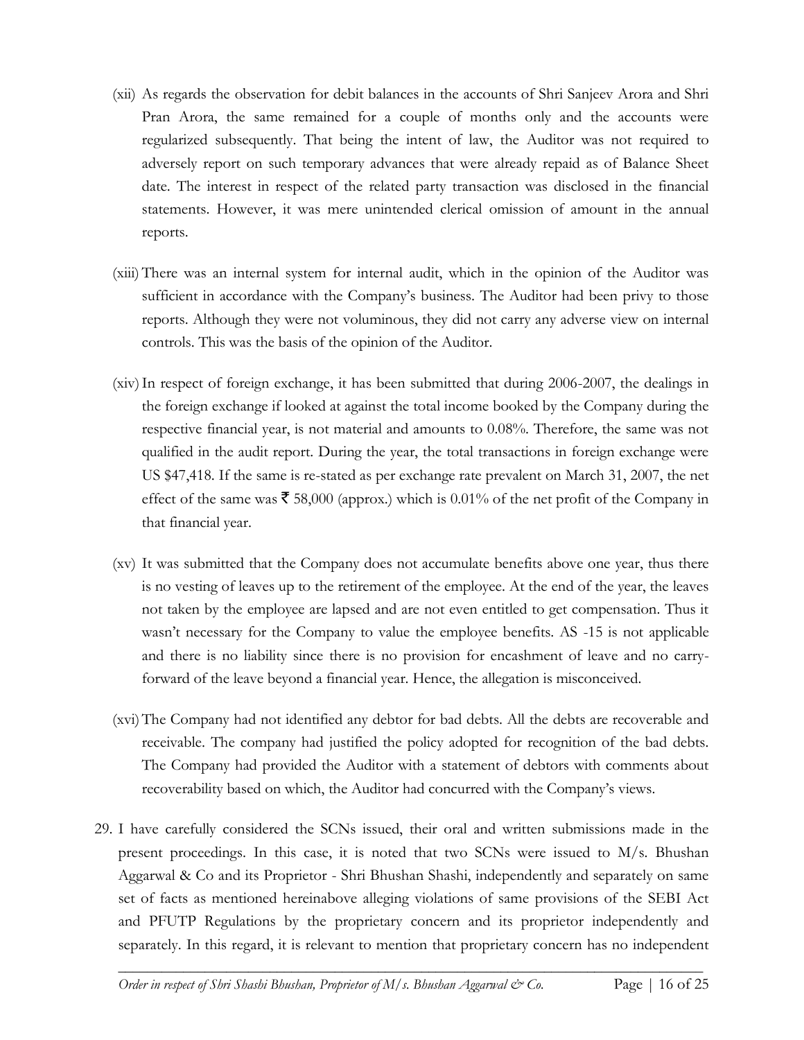(xii) As regards the observation for debit balances in the accounts of Shri Sanjeev Arora and Shri Pran Arora, the same remained for a couple of months only and the accounts were regularized subsequently. That being the intent of law, the Auditor was not required to adversely report on such temporary advances that were already repaid as of Balance Sheet date. The interest in respect of the related party transaction was disclosed in the financial statements. However, it was mere unintended clerical omission of amount in the annual reports.

(xiii) There was an internal system for internal audit, which in the opinion of the Auditor was sufficient in accordance with the Company's business. The Auditor had been privy to those reports. Although they were not voluminous, they did not carry any adverse view on internal controls. This was the basis of the opinion of the Auditor.

(xiv) In respect of foreign exchange, it has been submitted that during 2006-2007, the dealings in the foreign exchange if looked at against the total income booked by the Company during the respective financial year, is not material and amounts to 0.08%. Therefore, the same was not qualified in the audit report. During the year, the total transactions in foreign exchange were US $47,418. If the same is re-stated as per exchange rate prevalent on March 31, 2007, the net effect of the same was ₹ 58,000 (approx.) which is 0.01% of the net profit of the Company in that financial year.

(xv) It was submitted that the Company does not accumulate benefits above one year, thus there is no vesting of leaves up to the retirement of the employee. At the end of the year, the leaves not taken by the employee are lapsed and are not even entitled to get compensation. Thus it wasn't necessary for the Company to value the employee benefits. AS -15 is not applicable and there is no liability since there is no provision for encashment of leave and no carry-forward of the leave beyond a financial year. Hence, the allegation is misconceived.

(xvi) The Company had not identified any debtor for bad debts. All the debts are recoverable and receivable. The company had justified the policy adopted for recognition of the bad debts. The Company had provided the Auditor with a statement of debtors with comments about recoverability based on which, the Auditor had concurred with the Company's views.

29. I have carefully considered the SCNs issued, their oral and written submissions made in the present proceedings. In this case, it is noted that two SCNs were issued to M/s. Bhushan Aggarwal & Co and its Proprietor - Shri Bhushan Shashi, independently and separately on same set of facts as mentioned hereinabove alleging violations of same provisions of the SEBI Act and PFUTP Regulations by the proprietary concern and its proprietor independently and separately. In this regard, it is relevant to mention that proprietary concern has no independent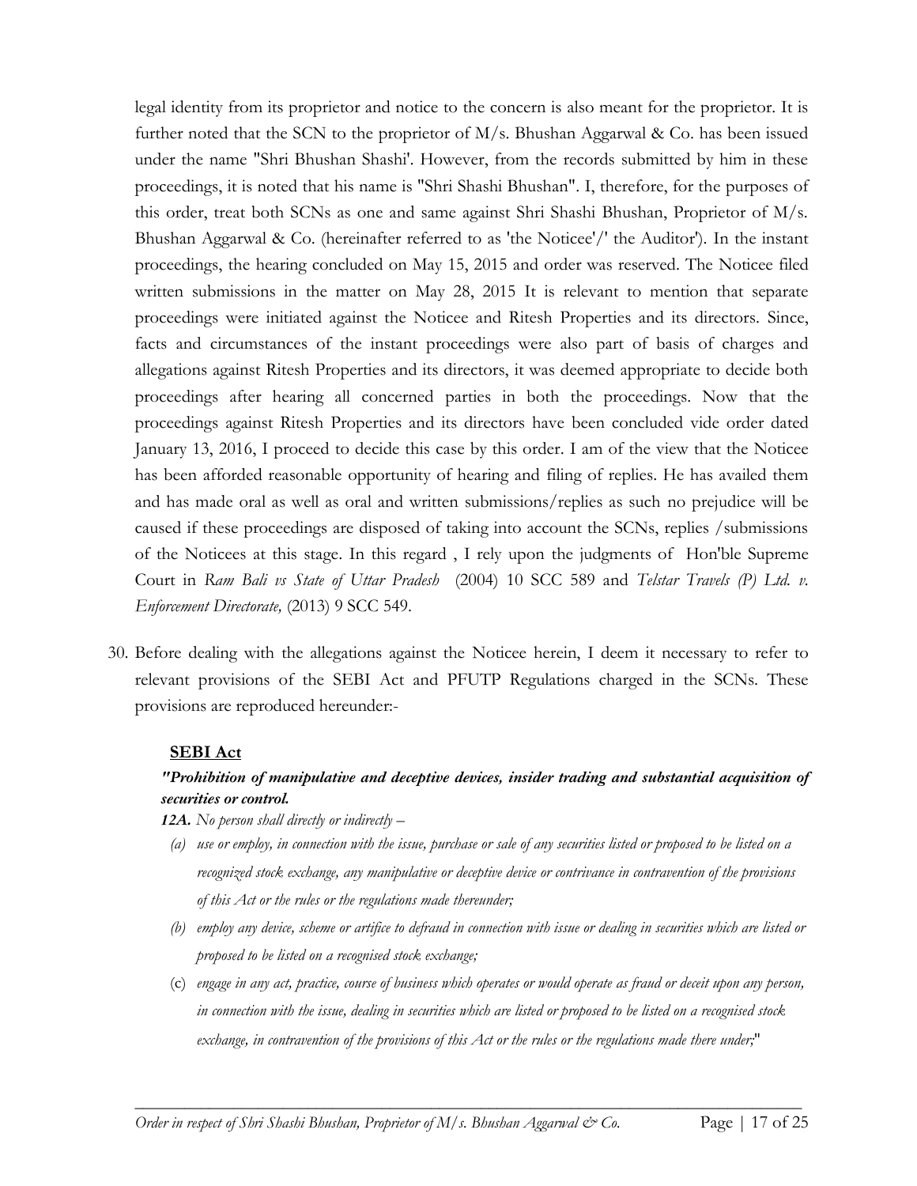legal identity from its proprietor and notice to the concern is also meant for the proprietor. It is further noted that the SCN to the proprietor of M/s. Bhushan Aggarwal & Co. has been issued under the name "Shri Bhushan Shashi'. However, from the records submitted by him in these proceedings, it is noted that his name is "Shri Shashi Bhushan". I, therefore, for the purposes of this order, treat both SCNs as one and same against Shri Shashi Bhushan, Proprietor of M/s. Bhushan Aggarwal & Co. (hereinafter referred to as 'the Noticee'/' the Auditor'). In the instant proceedings, the hearing concluded on May 15, 2015 and order was reserved. The Noticee filed written submissions in the matter on May 28, 2015 It is relevant to mention that separate proceedings were initiated against the Noticee and Ritesh Properties and its directors. Since, facts and circumstances of the instant proceedings were also part of basis of charges and allegations against Ritesh Properties and its directors, it was deemed appropriate to decide both proceedings after hearing all concerned parties in both the proceedings. Now that the proceedings against Ritesh Properties and its directors have been concluded vide order dated January 13, 2016, I proceed to decide this case by this order. I am of the view that the Noticee has been afforded reasonable opportunity of hearing and filing of replies. He has availed them and has made oral as well as oral and written submissions/replies as such no prejudice will be caused if these proceedings are disposed of taking into account the SCNs, replies /submissions of the Noticees at this stage. In this regard , I rely upon the judgments of Hon'ble Supreme Court in *Ram Bali vs State of Uttar Pradesh* (2004) 10 SCC 589 and *Telstar Travels (P) Ltd. v. Enforcement Directorate,* (2013) 9 SCC 549.

30. Before dealing with the allegations against the Noticee herein, I deem it necessary to refer to relevant provisions of the SEBI Act and PFUTP Regulations charged in the SCNs. These provisions are reproduced hereunder:-

**SEBI Act**

***"Prohibition of manipulative and deceptive devices, insider trading and substantial acquisition of securities or control.***

***12A.*** *No person shall directly or indirectly –*

*(a) use or employ, in connection with the issue, purchase or sale of any securities listed or proposed to be listed on a recognized stock exchange, any manipulative or deceptive device or contrivance in contravention of the provisions of this Act or the rules or the regulations made thereunder;*

*(b) employ any device, scheme or artifice to defraud in connection with issue or dealing in securities which are listed or proposed to be listed on a recognised stock exchange;*

*(c) engage in any act, practice, course of business which operates or would operate as fraud or deceit upon any person, in connection with the issue, dealing in securities which are listed or proposed to be listed on a recognised stock exchange, in contravention of the provisions of this Act or the rules or the regulations made there under;"*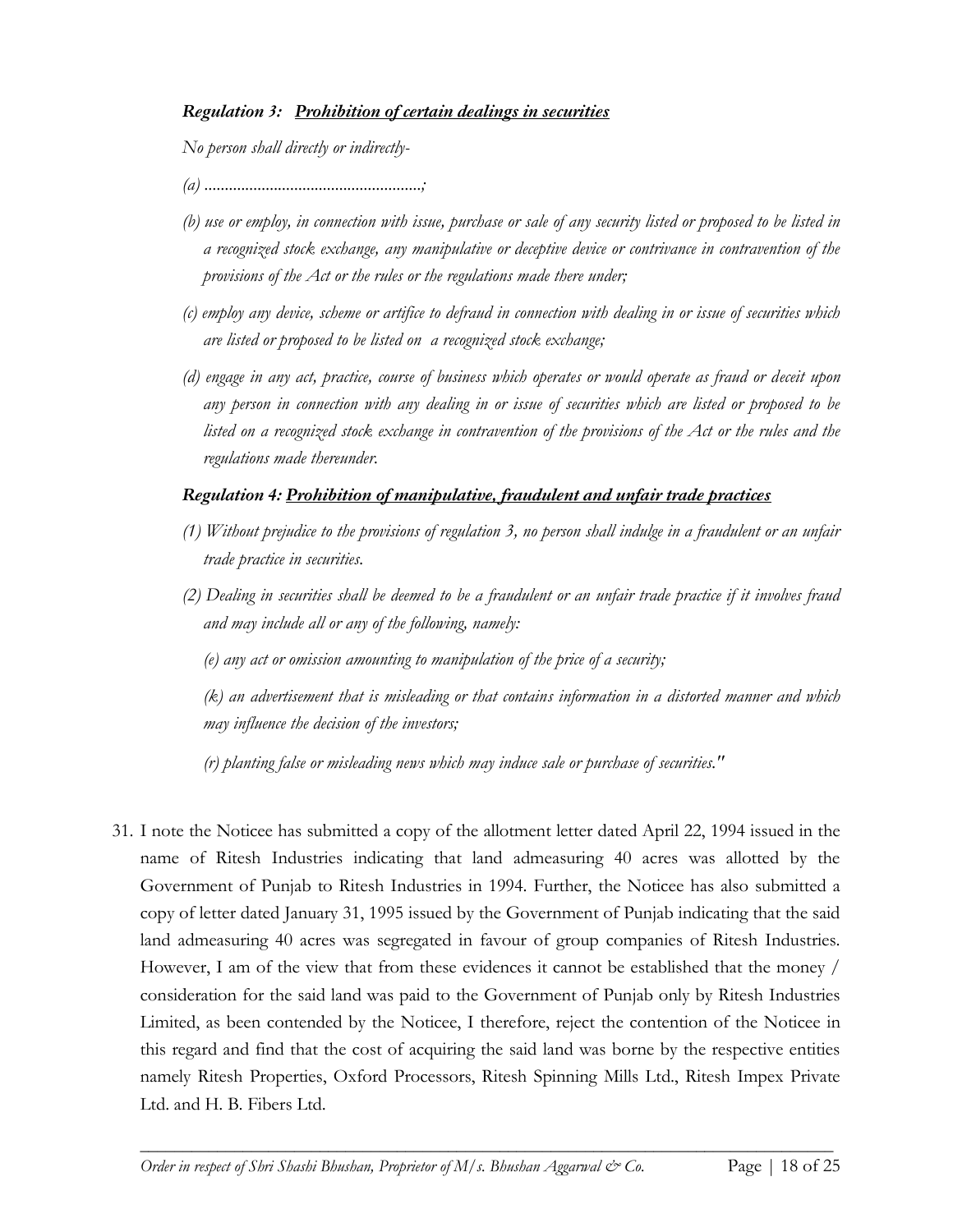***Regulation 3: Prohibition of certain dealings in securities***

*No person shall directly or indirectly-*

*(a) ....................................................;*

*(b) use or employ, in connection with issue, purchase or sale of any security listed or proposed to be listed in a recognized stock exchange, any manipulative or deceptive device or contrivance in contravention of the provisions of the Act or the rules or the regulations made there under;*

*(c) employ any device, scheme or artifice to defraud in connection with dealing in or issue of securities which are listed or proposed to be listed on a recognized stock exchange;*

*(d) engage in any act, practice, course of business which operates or would operate as fraud or deceit upon any person in connection with any dealing in or issue of securities which are listed or proposed to be listed on a recognized stock exchange in contravention of the provisions of the Act or the rules and the regulations made thereunder.*

***Regulation 4: Prohibition of manipulative, fraudulent and unfair trade practices***

*(1) Without prejudice to the provisions of regulation 3, no person shall indulge in a fraudulent or an unfair trade practice in securities.*

*(2) Dealing in securities shall be deemed to be a fraudulent or an unfair trade practice if it involves fraud and may include all or any of the following, namely:*

*(e) any act or omission amounting to manipulation of the price of a security;*

*(k) an advertisement that is misleading or that contains information in a distorted manner and which may influence the decision of the investors;*

*(r) planting false or misleading news which may induce sale or purchase of securities."*

31. I note the Noticee has submitted a copy of the allotment letter dated April 22, 1994 issued in the name of Ritesh Industries indicating that land admeasuring 40 acres was allotted by the Government of Punjab to Ritesh Industries in 1994. Further, the Noticee has also submitted a copy of letter dated January 31, 1995 issued by the Government of Punjab indicating that the said land admeasuring 40 acres was segregated in favour of group companies of Ritesh Industries. However, I am of the view that from these evidences it cannot be established that the money / consideration for the said land was paid to the Government of Punjab only by Ritesh Industries Limited, as been contended by the Noticee, I therefore, reject the contention of the Noticee in this regard and find that the cost of acquiring the said land was borne by the respective entities namely Ritesh Properties, Oxford Processors, Ritesh Spinning Mills Ltd., Ritesh Impex Private Ltd. and H. B. Fibers Ltd.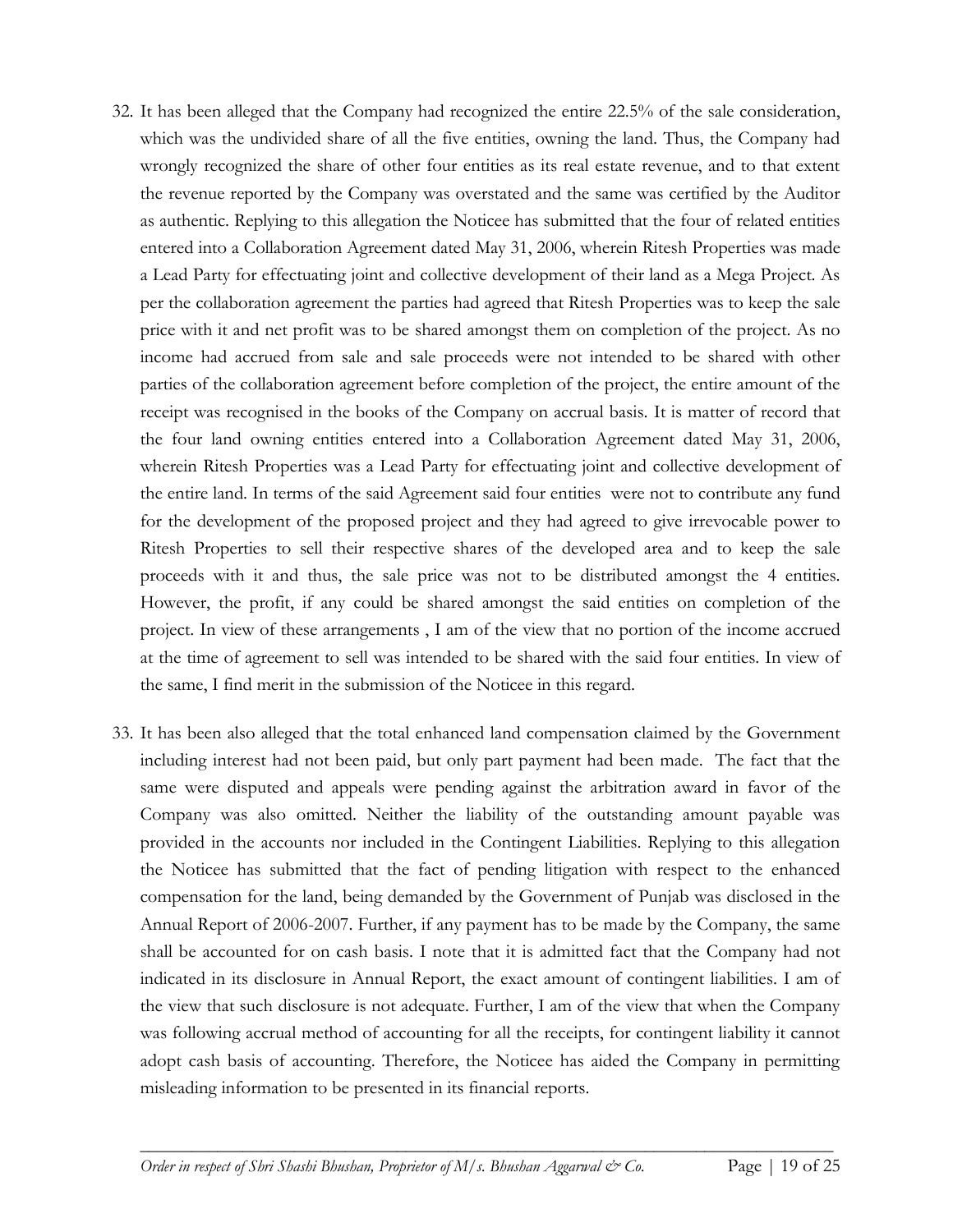32. It has been alleged that the Company had recognized the entire 22.5% of the sale consideration, which was the undivided share of all the five entities, owning the land. Thus, the Company had wrongly recognized the share of other four entities as its real estate revenue, and to that extent the revenue reported by the Company was overstated and the same was certified by the Auditor as authentic. Replying to this allegation the Noticee has submitted that the four of related entities entered into a Collaboration Agreement dated May 31, 2006, wherein Ritesh Properties was made a Lead Party for effectuating joint and collective development of their land as a Mega Project. As per the collaboration agreement the parties had agreed that Ritesh Properties was to keep the sale price with it and net profit was to be shared amongst them on completion of the project. As no income had accrued from sale and sale proceeds were not intended to be shared with other parties of the collaboration agreement before completion of the project, the entire amount of the receipt was recognised in the books of the Company on accrual basis. It is matter of record that the four land owning entities entered into a Collaboration Agreement dated May 31, 2006, wherein Ritesh Properties was a Lead Party for effectuating joint and collective development of the entire land. In terms of the said Agreement said four entities were not to contribute any fund for the development of the proposed project and they had agreed to give irrevocable power to Ritesh Properties to sell their respective shares of the developed area and to keep the sale proceeds with it and thus, the sale price was not to be distributed amongst the 4 entities. However, the profit, if any could be shared amongst the said entities on completion of the project. In view of these arrangements , I am of the view that no portion of the income accrued at the time of agreement to sell was intended to be shared with the said four entities. In view of the same, I find merit in the submission of the Noticee in this regard.

33. It has been also alleged that the total enhanced land compensation claimed by the Government including interest had not been paid, but only part payment had been made. The fact that the same were disputed and appeals were pending against the arbitration award in favor of the Company was also omitted. Neither the liability of the outstanding amount payable was provided in the accounts nor included in the Contingent Liabilities. Replying to this allegation the Noticee has submitted that the fact of pending litigation with respect to the enhanced compensation for the land, being demanded by the Government of Punjab was disclosed in the Annual Report of 2006-2007. Further, if any payment has to be made by the Company, the same shall be accounted for on cash basis. I note that it is admitted fact that the Company had not indicated in its disclosure in Annual Report, the exact amount of contingent liabilities. I am of the view that such disclosure is not adequate. Further, I am of the view that when the Company was following accrual method of accounting for all the receipts, for contingent liability it cannot adopt cash basis of accounting. Therefore, the Noticee has aided the Company in permitting misleading information to be presented in its financial reports.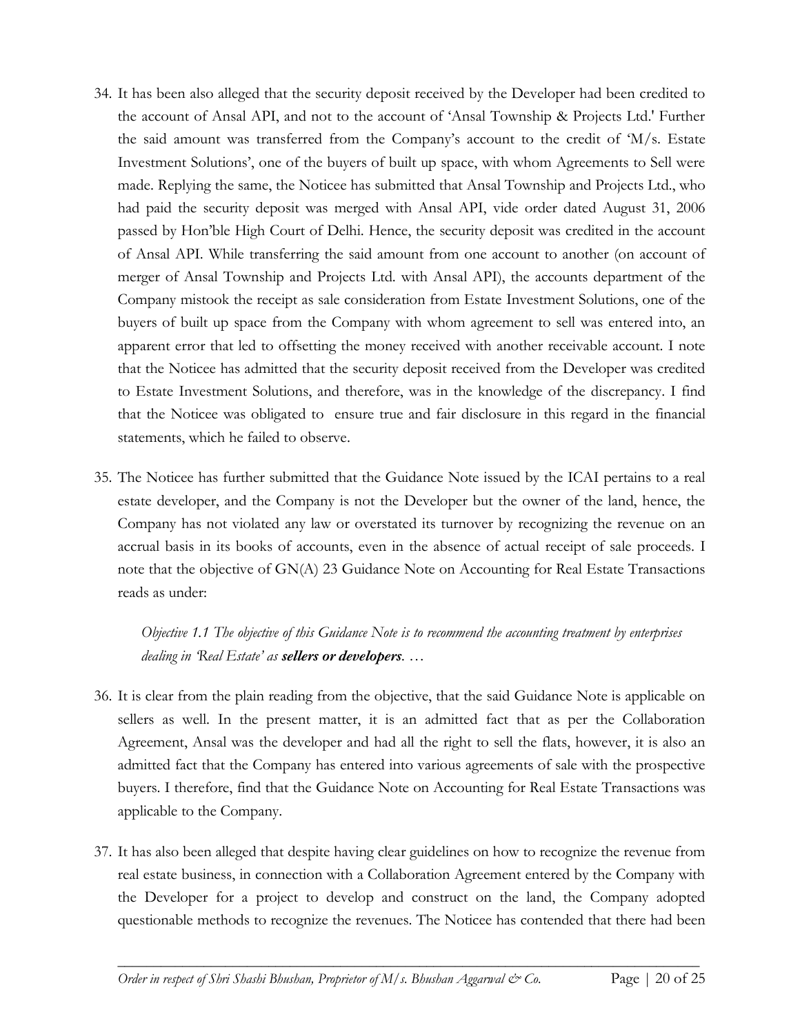34. It has been also alleged that the security deposit received by the Developer had been credited to the account of Ansal API, and not to the account of 'Ansal Township & Projects Ltd.' Further the said amount was transferred from the Company's account to the credit of 'M/s. Estate Investment Solutions', one of the buyers of built up space, with whom Agreements to Sell were made. Replying the same, the Noticee has submitted that Ansal Township and Projects Ltd., who had paid the security deposit was merged with Ansal API, vide order dated August 31, 2006 passed by Hon'ble High Court of Delhi. Hence, the security deposit was credited in the account of Ansal API. While transferring the said amount from one account to another (on account of merger of Ansal Township and Projects Ltd. with Ansal API), the accounts department of the Company mistook the receipt as sale consideration from Estate Investment Solutions, one of the buyers of built up space from the Company with whom agreement to sell was entered into, an apparent error that led to offsetting the money received with another receivable account. I note that the Noticee has admitted that the security deposit received from the Developer was credited to Estate Investment Solutions, and therefore, was in the knowledge of the discrepancy. I find that the Noticee was obligated to ensure true and fair disclosure in this regard in the financial statements, which he failed to observe.

35. The Noticee has further submitted that the Guidance Note issued by the ICAI pertains to a real estate developer, and the Company is not the Developer but the owner of the land, hence, the Company has not violated any law or overstated its turnover by recognizing the revenue on an accrual basis in its books of accounts, even in the absence of actual receipt of sale proceeds. I note that the objective of GN(A) 23 Guidance Note on Accounting for Real Estate Transactions reads as under:

    *Objective 1.1 The objective of this Guidance Note is to recommend the accounting treatment by enterprises dealing in 'Real Estate' as* ***sellers or developers****. …*

36. It is clear from the plain reading from the objective, that the said Guidance Note is applicable on sellers as well. In the present matter, it is an admitted fact that as per the Collaboration Agreement, Ansal was the developer and had all the right to sell the flats, however, it is also an admitted fact that the Company has entered into various agreements of sale with the prospective buyers. I therefore, find that the Guidance Note on Accounting for Real Estate Transactions was applicable to the Company.

37. It has also been alleged that despite having clear guidelines on how to recognize the revenue from real estate business, in connection with a Collaboration Agreement entered by the Company with the Developer for a project to develop and construct on the land, the Company adopted questionable methods to recognize the revenues. The Noticee has contended that there had been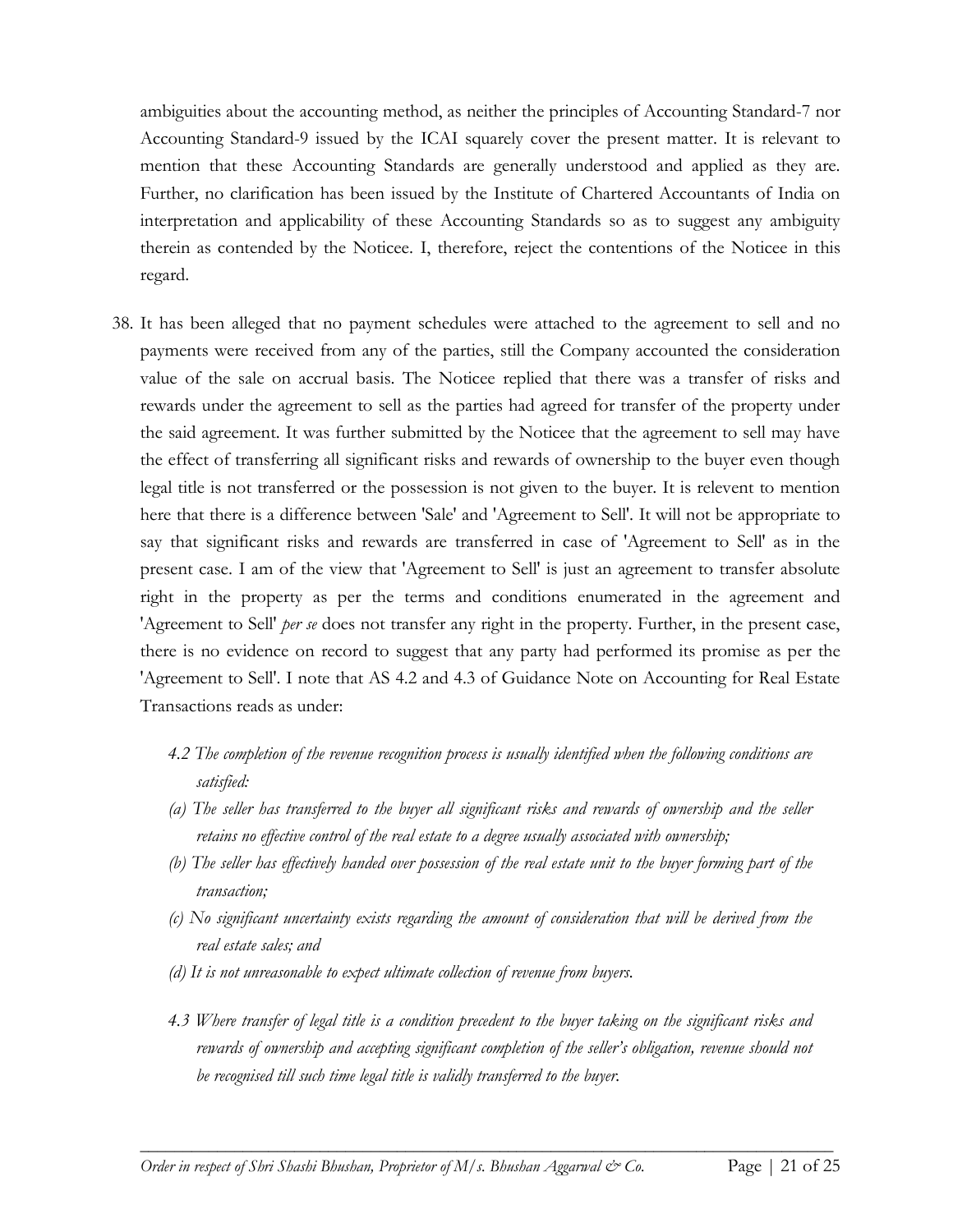ambiguities about the accounting method, as neither the principles of Accounting Standard-7 nor Accounting Standard-9 issued by the ICAI squarely cover the present matter. It is relevant to mention that these Accounting Standards are generally understood and applied as they are. Further, no clarification has been issued by the Institute of Chartered Accountants of India on interpretation and applicability of these Accounting Standards so as to suggest any ambiguity therein as contended by the Noticee. I, therefore, reject the contentions of the Noticee in this regard.

38. It has been alleged that no payment schedules were attached to the agreement to sell and no payments were received from any of the parties, still the Company accounted the consideration value of the sale on accrual basis. The Noticee replied that there was a transfer of risks and rewards under the agreement to sell as the parties had agreed for transfer of the property under the said agreement. It was further submitted by the Noticee that the agreement to sell may have the effect of transferring all significant risks and rewards of ownership to the buyer even though legal title is not transferred or the possession is not given to the buyer. It is relevent to mention here that there is a difference between 'Sale' and 'Agreement to Sell'. It will not be appropriate to say that significant risks and rewards are transferred in case of 'Agreement to Sell' as in the present case. I am of the view that 'Agreement to Sell' is just an agreement to transfer absolute right in the property as per the terms and conditions enumerated in the agreement and 'Agreement to Sell' *per se* does not transfer any right in the property. Further, in the present case, there is no evidence on record to suggest that any party had performed its promise as per the 'Agreement to Sell'. I note that AS 4.2 and 4.3 of Guidance Note on Accounting for Real Estate Transactions reads as under:

*4.2 The completion of the revenue recognition process is usually identified when the following conditions are satisfied:*

*(a) The seller has transferred to the buyer all significant risks and rewards of ownership and the seller retains no effective control of the real estate to a degree usually associated with ownership;*

*(b) The seller has effectively handed over possession of the real estate unit to the buyer forming part of the transaction;*

*(c) No significant uncertainty exists regarding the amount of consideration that will be derived from the real estate sales; and*

*(d) It is not unreasonable to expect ultimate collection of revenue from buyers.*

*4.3 Where transfer of legal title is a condition precedent to the buyer taking on the significant risks and rewards of ownership and accepting significant completion of the seller's obligation, revenue should not be recognised till such time legal title is validly transferred to the buyer.*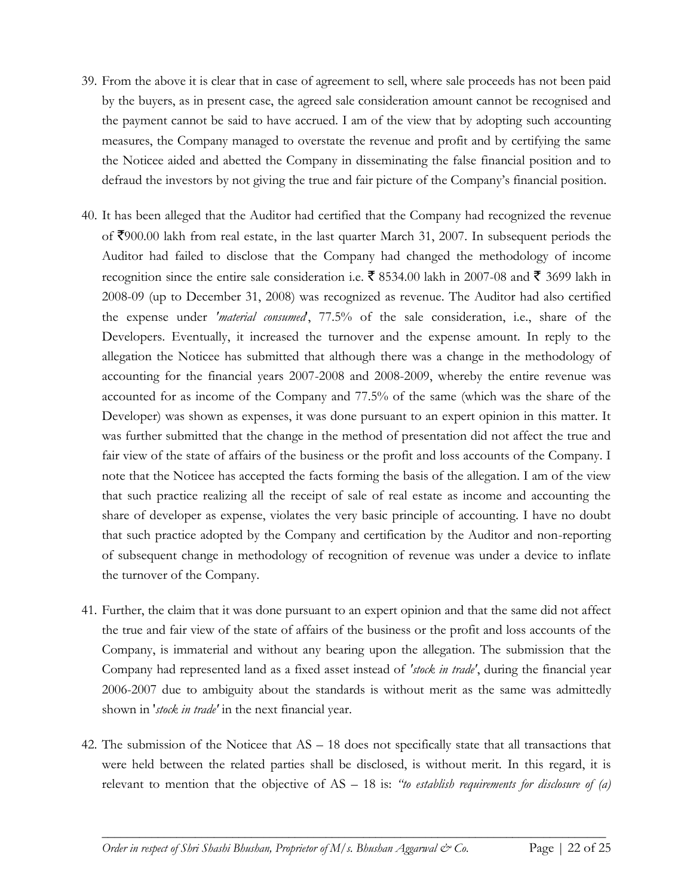39. From the above it is clear that in case of agreement to sell, where sale proceeds has not been paid by the buyers, as in present case, the agreed sale consideration amount cannot be recognised and the payment cannot be said to have accrued. I am of the view that by adopting such accounting measures, the Company managed to overstate the revenue and profit and by certifying the same the Noticee aided and abetted the Company in disseminating the false financial position and to defraud the investors by not giving the true and fair picture of the Company's financial position.

40. It has been alleged that the Auditor had certified that the Company had recognized the revenue of ₹900.00 lakh from real estate, in the last quarter March 31, 2007. In subsequent periods the Auditor had failed to disclose that the Company had changed the methodology of income recognition since the entire sale consideration i.e. ₹ 8534.00 lakh in 2007-08 and ₹ 3699 lakh in 2008-09 (up to December 31, 2008) was recognized as revenue. The Auditor had also certified the expense under *'material consumed'*, 77.5% of the sale consideration, i.e., share of the Developers. Eventually, it increased the turnover and the expense amount. In reply to the allegation the Noticee has submitted that although there was a change in the methodology of accounting for the financial years 2007-2008 and 2008-2009, whereby the entire revenue was accounted for as income of the Company and 77.5% of the same (which was the share of the Developer) was shown as expenses, it was done pursuant to an expert opinion in this matter. It was further submitted that the change in the method of presentation did not affect the true and fair view of the state of affairs of the business or the profit and loss accounts of the Company. I note that the Noticee has accepted the facts forming the basis of the allegation. I am of the view that such practice realizing all the receipt of sale of real estate as income and accounting the share of developer as expense, violates the very basic principle of accounting. I have no doubt that such practice adopted by the Company and certification by the Auditor and non-reporting of subsequent change in methodology of recognition of revenue was under a device to inflate the turnover of the Company.

41. Further, the claim that it was done pursuant to an expert opinion and that the same did not affect the true and fair view of the state of affairs of the business or the profit and loss accounts of the Company, is immaterial and without any bearing upon the allegation. The submission that the Company had represented land as a fixed asset instead of *'stock in trade'*, during the financial year 2006-2007 due to ambiguity about the standards is without merit as the same was admittedly shown in '*stock in trade'* in the next financial year.

42. The submission of the Noticee that AS – 18 does not specifically state that all transactions that were held between the related parties shall be disclosed, is without merit. In this regard, it is relevant to mention that the objective of AS – 18 is: *"to establish requirements for disclosure of (a)*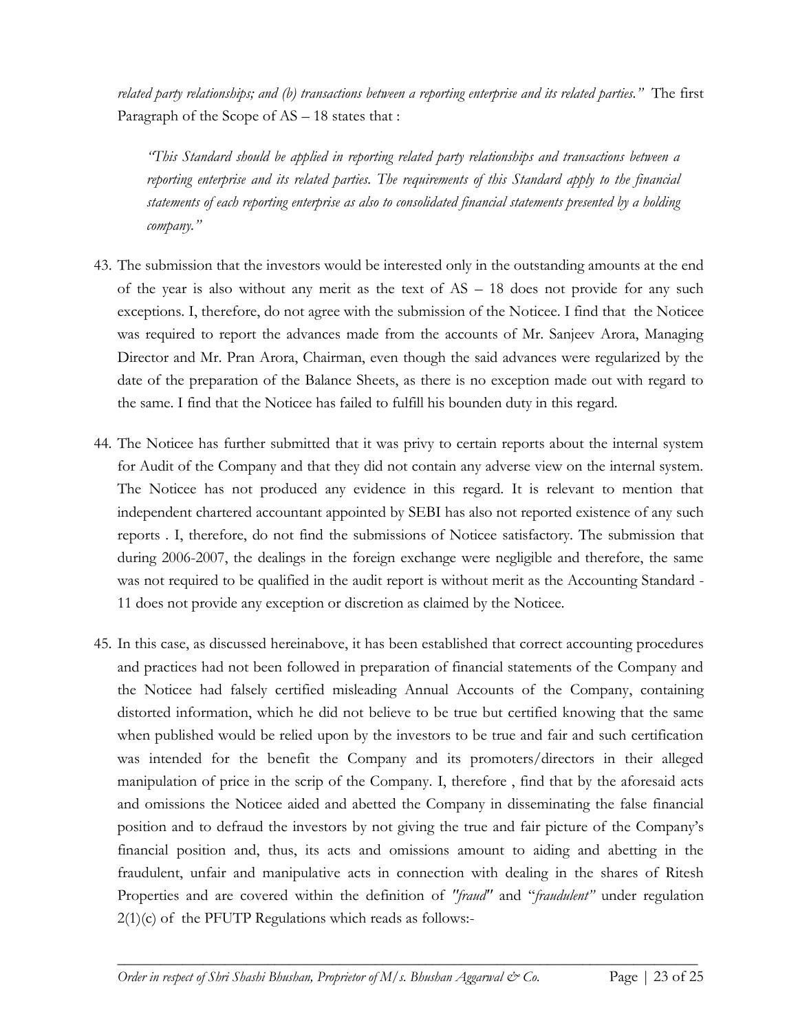*related party relationships; and (b) transactions between a reporting enterprise and its related parties."* The first Paragraph of the Scope of AS – 18 states that :

> *"This Standard should be applied in reporting related party relationships and transactions between a reporting enterprise and its related parties. The requirements of this Standard apply to the financial statements of each reporting enterprise as also to consolidated financial statements presented by a holding company."*

43. The submission that the investors would be interested only in the outstanding amounts at the end of the year is also without any merit as the text of AS – 18 does not provide for any such exceptions. I, therefore, do not agree with the submission of the Noticee. I find that the Noticee was required to report the advances made from the accounts of Mr. Sanjeev Arora, Managing Director and Mr. Pran Arora, Chairman, even though the said advances were regularized by the date of the preparation of the Balance Sheets, as there is no exception made out with regard to the same. I find that the Noticee has failed to fulfill his bounden duty in this regard.

44. The Noticee has further submitted that it was privy to certain reports about the internal system for Audit of the Company and that they did not contain any adverse view on the internal system. The Noticee has not produced any evidence in this regard. It is relevant to mention that independent chartered accountant appointed by SEBI has also not reported existence of any such reports . I, therefore, do not find the submissions of Noticee satisfactory. The submission that during 2006-2007, the dealings in the foreign exchange were negligible and therefore, the same was not required to be qualified in the audit report is without merit as the Accounting Standard - 11 does not provide any exception or discretion as claimed by the Noticee.

45. In this case, as discussed hereinabove, it has been established that correct accounting procedures and practices had not been followed in preparation of financial statements of the Company and the Noticee had falsely certified misleading Annual Accounts of the Company, containing distorted information, which he did not believe to be true but certified knowing that the same when published would be relied upon by the investors to be true and fair and such certification was intended for the benefit the Company and its promoters/directors in their alleged manipulation of price in the scrip of the Company. I, therefore , find that by the aforesaid acts and omissions the Noticee aided and abetted the Company in disseminating the false financial position and to defraud the investors by not giving the true and fair picture of the Company's financial position and, thus, its acts and omissions amount to aiding and abetting in the fraudulent, unfair and manipulative acts in connection with dealing in the shares of Ritesh Properties and are covered within the definition of *"fraud"* and "*fraudulent"* under regulation 2(1)(c) of the PFUTP Regulations which reads as follows:-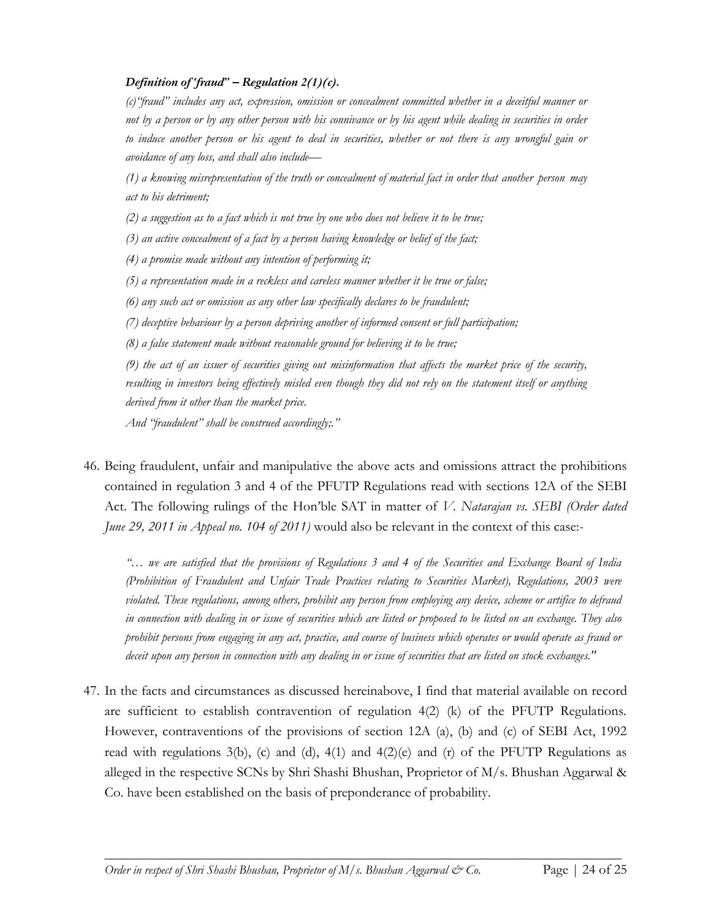***Definition of 'fraud" – Regulation 2(1)(c).***

*(c)"fraud" includes any act, expression, omission or concealment committed whether in a deceitful manner or not by a person or by any other person with his connivance or by his agent while dealing in securities in order to induce another person or his agent to deal in securities, whether or not there is any wrongful gain or avoidance of any loss, and shall also include—*

*(1) a knowing misrepresentation of the truth or concealment of material fact in order that another person may act to his detriment;*

*(2) a suggestion as to a fact which is not true by one who does not believe it to be true;*

*(3) an active concealment of a fact by a person having knowledge or belief of the fact;*

*(4) a promise made without any intention of performing it;*

*(5) a representation made in a reckless and careless manner whether it be true or false;*

*(6) any such act or omission as any other law specifically declares to be fraudulent;*

*(7) deceptive behaviour by a person depriving another of informed consent or full participation;*

*(8) a false statement made without reasonable ground for believing it to be true;*

*(9) the act of an issuer of securities giving out misinformation that affects the market price of the security, resulting in investors being effectively misled even though they did not rely on the statement itself or anything derived from it other than the market price.*

*And "fraudulent" shall be construed accordingly;."*

46. Being fraudulent, unfair and manipulative the above acts and omissions attract the prohibitions contained in regulation 3 and 4 of the PFUTP Regulations read with sections 12A of the SEBI Act. The following rulings of the Hon'ble SAT in matter of *V. Natarajan vs. SEBI (Order dated June 29, 2011 in Appeal no. 104 of 2011)* would also be relevant in the context of this case:-

   *"… we are satisfied that the provisions of Regulations 3 and 4 of the Securities and Exchange Board of India (Prohibition of Fraudulent and Unfair Trade Practices relating to Securities Market), Regulations, 2003 were violated. These regulations, among others, prohibit any person from employing any device, scheme or artifice to defraud in connection with dealing in or issue of securities which are listed or proposed to be listed on an exchange. They also prohibit persons from engaging in any act, practice, and course of business which operates or would operate as fraud or deceit upon any person in connection with any dealing in or issue of securities that are listed on stock exchanges."*

47. In the facts and circumstances as discussed hereinabove, I find that material available on record are sufficient to establish contravention of regulation 4(2) (k) of the PFUTP Regulations. However, contraventions of the provisions of section 12A (a), (b) and (c) of SEBI Act, 1992 read with regulations 3(b), (c) and (d), 4(1) and 4(2)(e) and (r) of the PFUTP Regulations as alleged in the respective SCNs by Shri Shashi Bhushan, Proprietor of M/s. Bhushan Aggarwal & Co. have been established on the basis of preponderance of probability.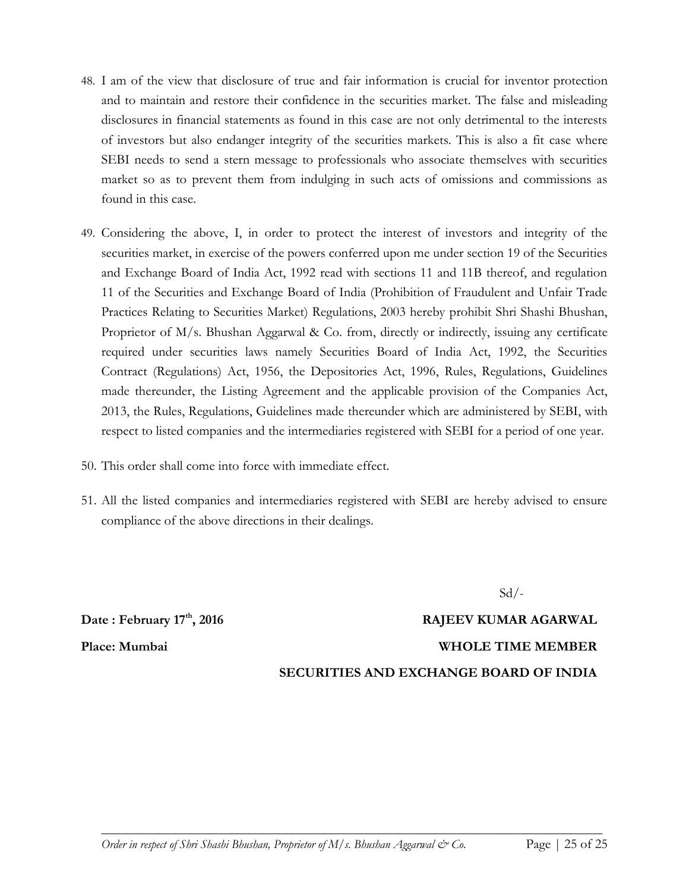48. I am of the view that disclosure of true and fair information is crucial for inventor protection and to maintain and restore their confidence in the securities market. The false and misleading disclosures in financial statements as found in this case are not only detrimental to the interests of investors but also endanger integrity of the securities markets. This is also a fit case where SEBI needs to send a stern message to professionals who associate themselves with securities market so as to prevent them from indulging in such acts of omissions and commissions as found in this case.

49. Considering the above, I, in order to protect the interest of investors and integrity of the securities market, in exercise of the powers conferred upon me under section 19 of the Securities and Exchange Board of India Act, 1992 read with sections 11 and 11B thereof, and regulation 11 of the Securities and Exchange Board of India (Prohibition of Fraudulent and Unfair Trade Practices Relating to Securities Market) Regulations, 2003 hereby prohibit Shri Shashi Bhushan, Proprietor of M/s. Bhushan Aggarwal & Co. from, directly or indirectly, issuing any certificate required under securities laws namely Securities Board of India Act, 1992, the Securities Contract (Regulations) Act, 1956, the Depositories Act, 1996, Rules, Regulations, Guidelines made thereunder, the Listing Agreement and the applicable provision of the Companies Act, 2013, the Rules, Regulations, Guidelines made thereunder which are administered by SEBI, with respect to listed companies and the intermediaries registered with SEBI for a period of one year.

50. This order shall come into force with immediate effect.

51. All the listed companies and intermediaries registered with SEBI are hereby advised to ensure compliance of the above directions in their dealings.

Sd/-

**Date : February 17th, 2016**

**Place: Mumbai**

**RAJEEV KUMAR AGARWAL**

**WHOLE TIME MEMBER**

**SECURITIES AND EXCHANGE BOARD OF INDIA**